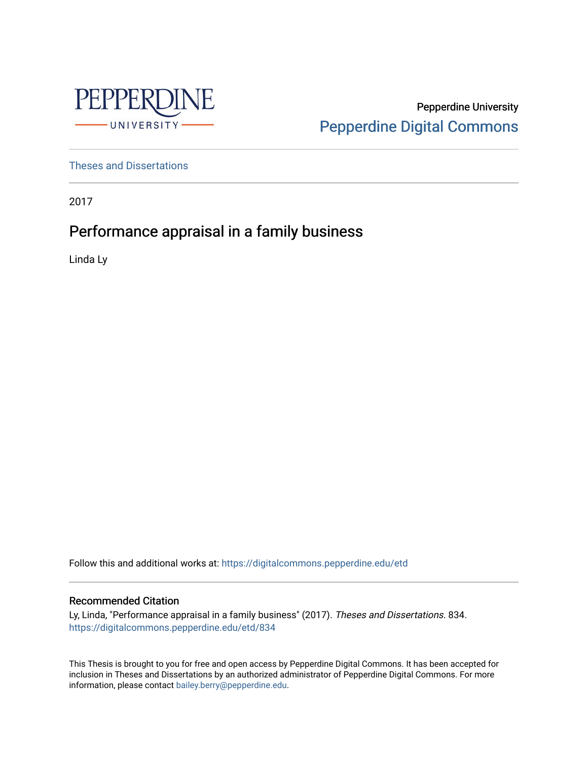Pepperdine University

Pepperdine Digital Commons

Theses and Dissertations

2017

# Performance appraisal in a family business

Linda Ly

Follow this and additional works at: https://digitalcommons.pepperdine.edu/etd

## Recommended Citation

Ly, Linda, "Performance appraisal in a family business" (2017). *Theses and Dissertations*. 834.
https://digitalcommons.pepperdine.edu/etd/834

This Thesis is brought to you for free and open access by Pepperdine Digital Commons. It has been accepted for inclusion in Theses and Dissertations by an authorized administrator of Pepperdine Digital Commons. For more information, please contact bailey.berry@pepperdine.edu.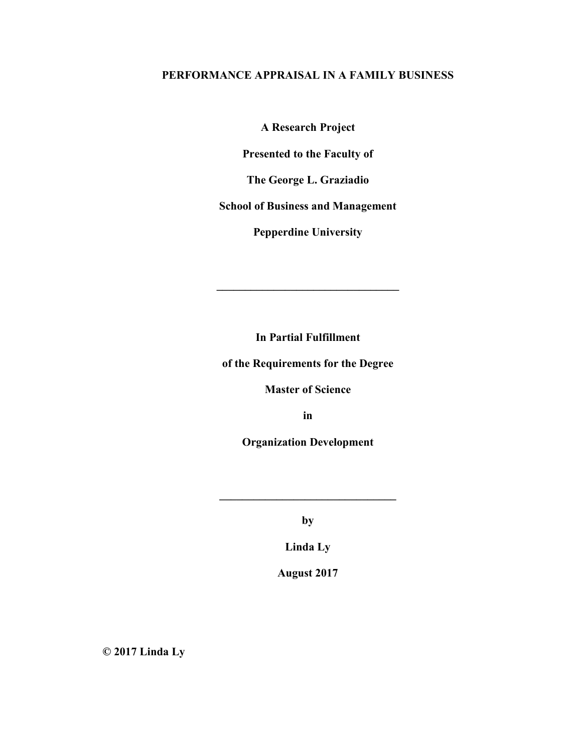**PERFORMANCE APPRAISAL IN A FAMILY BUSINESS**

**A Research Project**

**Presented to the Faculty of**

**The George L. Graziadio**

**School of Business and Management**

**Pepperdine University**

---

**In Partial Fulfillment**

**of the Requirements for the Degree**

**Master of Science**

**in**

**Organization Development**

---

**by**

**Linda Ly**

**August 2017**

**© 2017 Linda Ly**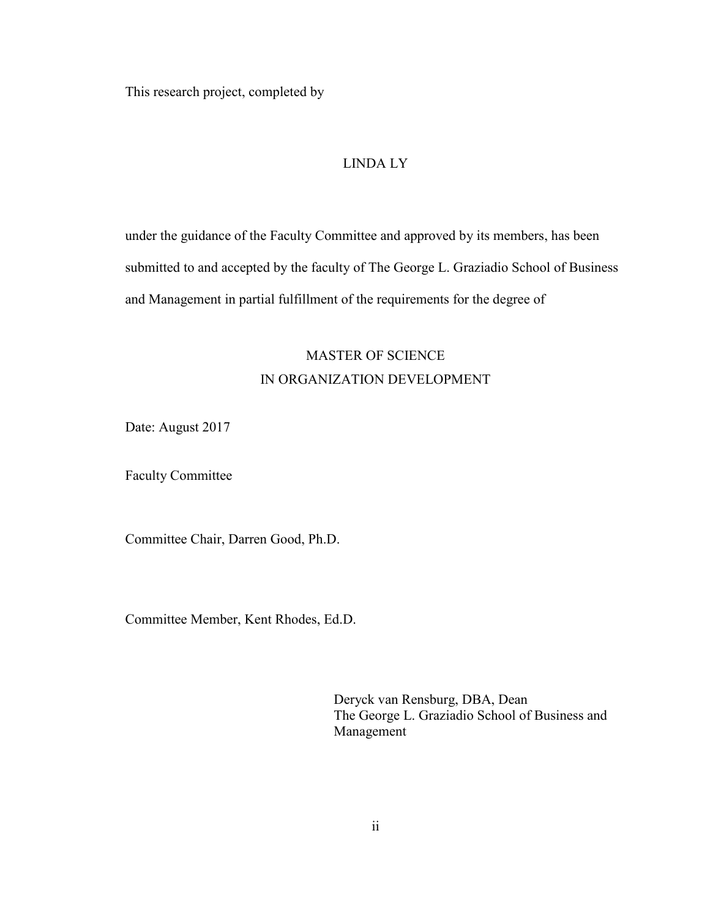This research project, completed by

LINDA LY

under the guidance of the Faculty Committee and approved by its members, has been submitted to and accepted by the faculty of The George L. Graziadio School of Business and Management in partial fulfillment of the requirements for the degree of

MASTER OF SCIENCE
IN ORGANIZATION DEVELOPMENT

Date: August 2017

Faculty Committee

Committee Chair, Darren Good, Ph.D.

Committee Member, Kent Rhodes, Ed.D.

Deryck van Rensburg, DBA, Dean
The George L. Graziadio School of Business and Management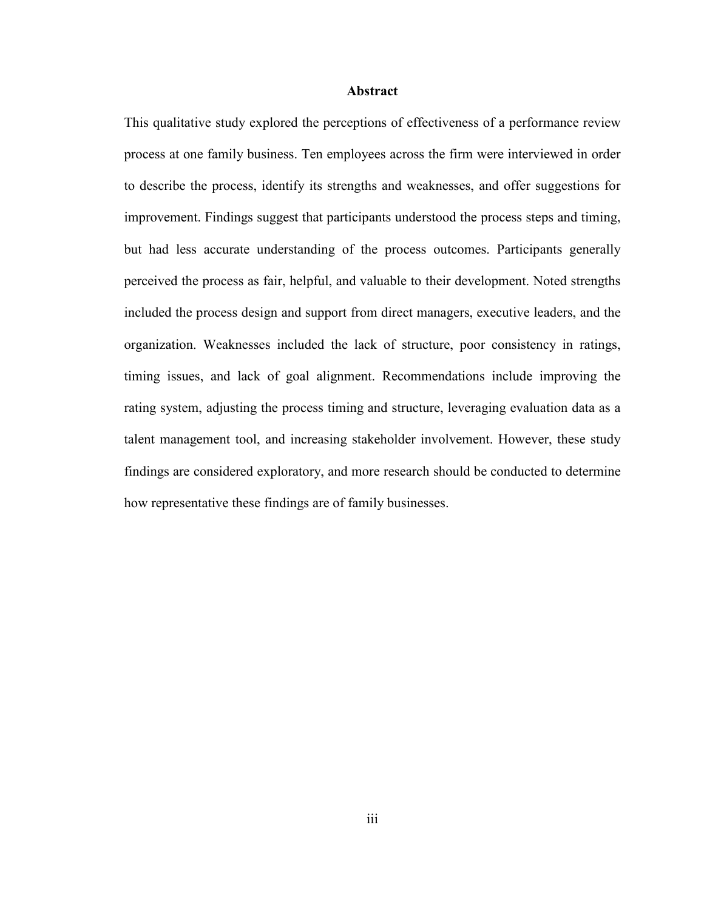# Abstract

This qualitative study explored the perceptions of effectiveness of a performance review process at one family business. Ten employees across the firm were interviewed in order to describe the process, identify its strengths and weaknesses, and offer suggestions for improvement. Findings suggest that participants understood the process steps and timing, but had less accurate understanding of the process outcomes. Participants generally perceived the process as fair, helpful, and valuable to their development. Noted strengths included the process design and support from direct managers, executive leaders, and the organization. Weaknesses included the lack of structure, poor consistency in ratings, timing issues, and lack of goal alignment. Recommendations include improving the rating system, adjusting the process timing and structure, leveraging evaluation data as a talent management tool, and increasing stakeholder involvement. However, these study findings are considered exploratory, and more research should be conducted to determine how representative these findings are of family businesses.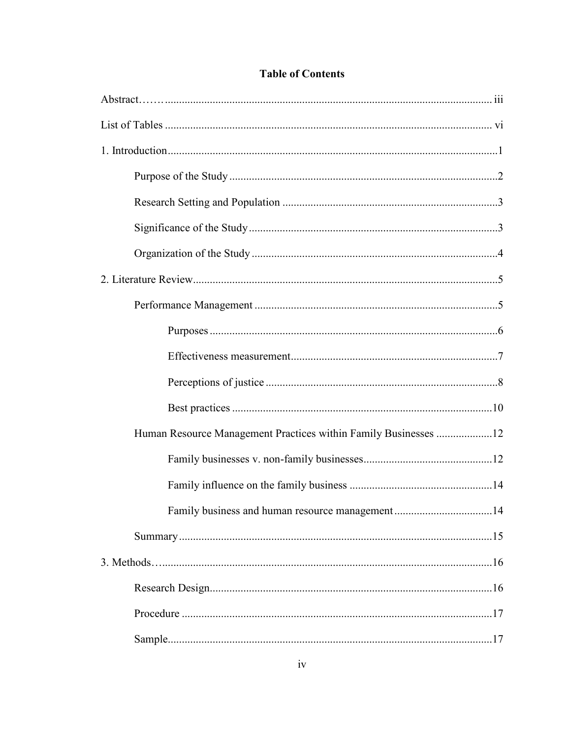**Table of Contents**

Abstract……. iii

List of Tables vi

1. Introduction 1
   - Purpose of the Study 2
   - Research Setting and Population 3
   - Significance of the Study 3
   - Organization of the Study 4

2. Literature Review 5
   - Performance Management 5
     - Purposes 6
     - Effectiveness measurement 7
     - Perceptions of justice 8
     - Best practices 10
   - Human Resource Management Practices within Family Businesses 12
     - Family businesses v. non-family businesses 12
     - Family influence on the family business 14
     - Family business and human resource management 14
   - Summary 15

3. Methods… 16
   - Research Design 16
   - Procedure 17
   - Sample 17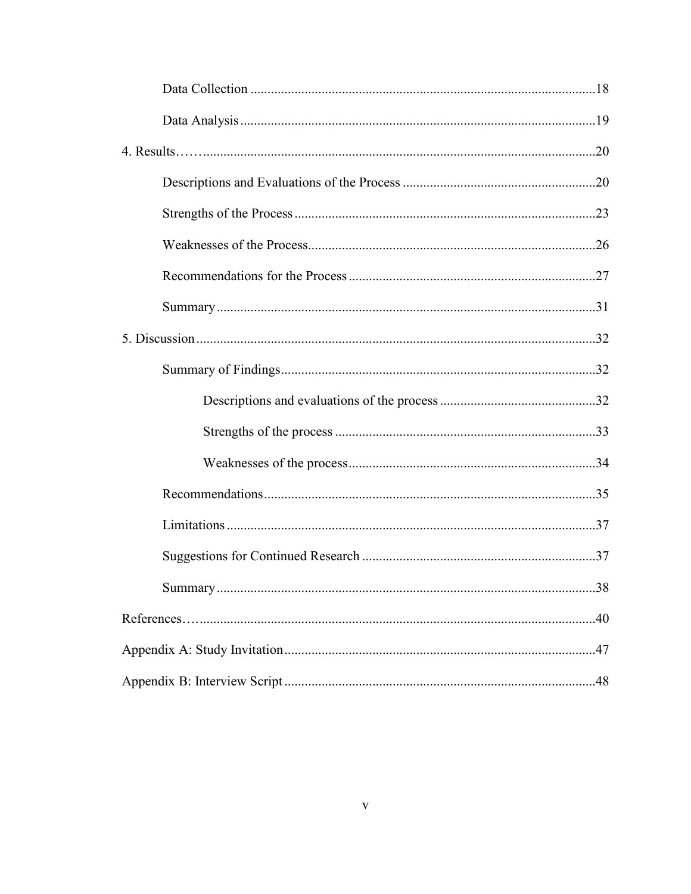Data Collection ..........18

Data Analysis ..........19

4. Results ..........20

Descriptions and Evaluations of the Process ..........20

Strengths of the Process ..........23

Weaknesses of the Process ..........26

Recommendations for the Process ..........27

Summary ..........31

5. Discussion ..........32

Summary of Findings ..........32

Descriptions and evaluations of the process ..........32

Strengths of the process ..........33

Weaknesses of the process ..........34

Recommendations ..........35

Limitations ..........37

Suggestions for Continued Research ..........37

Summary ..........38

References ..........40

Appendix A: Study Invitation ..........47

Appendix B: Interview Script ..........48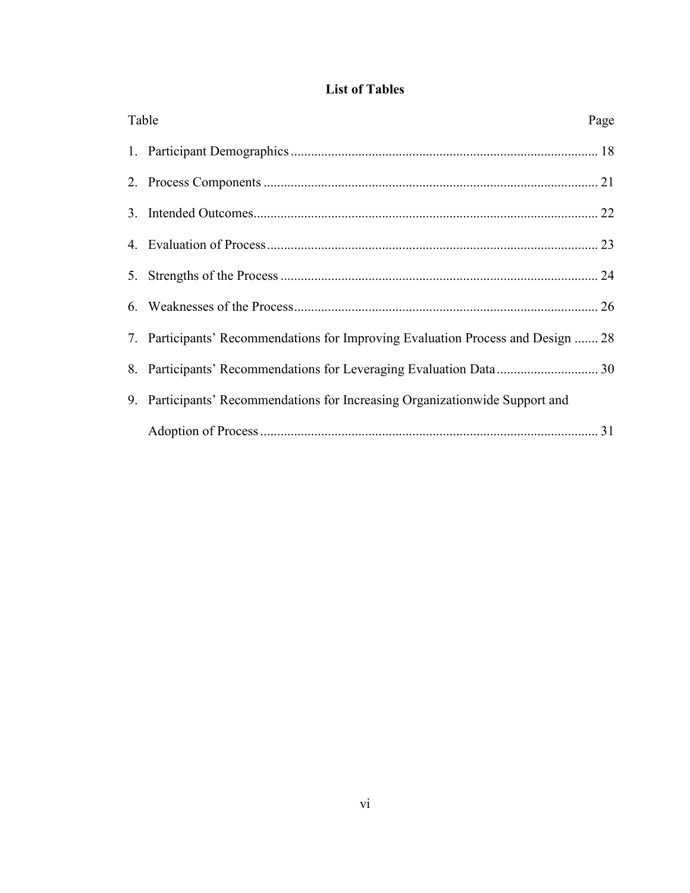# List of Tables

| Table | Page |
|---|---|
| 1. Participant Demographics | 18 |
| 2. Process Components | 21 |
| 3. Intended Outcomes | 22 |
| 4. Evaluation of Process | 23 |
| 5. Strengths of the Process | 24 |
| 6. Weaknesses of the Process | 26 |
| 7. Participants' Recommendations for Improving Evaluation Process and Design | 28 |
| 8. Participants' Recommendations for Leveraging Evaluation Data | 30 |
| 9. Participants' Recommendations for Increasing Organizationwide Support and Adoption of Process | 31 |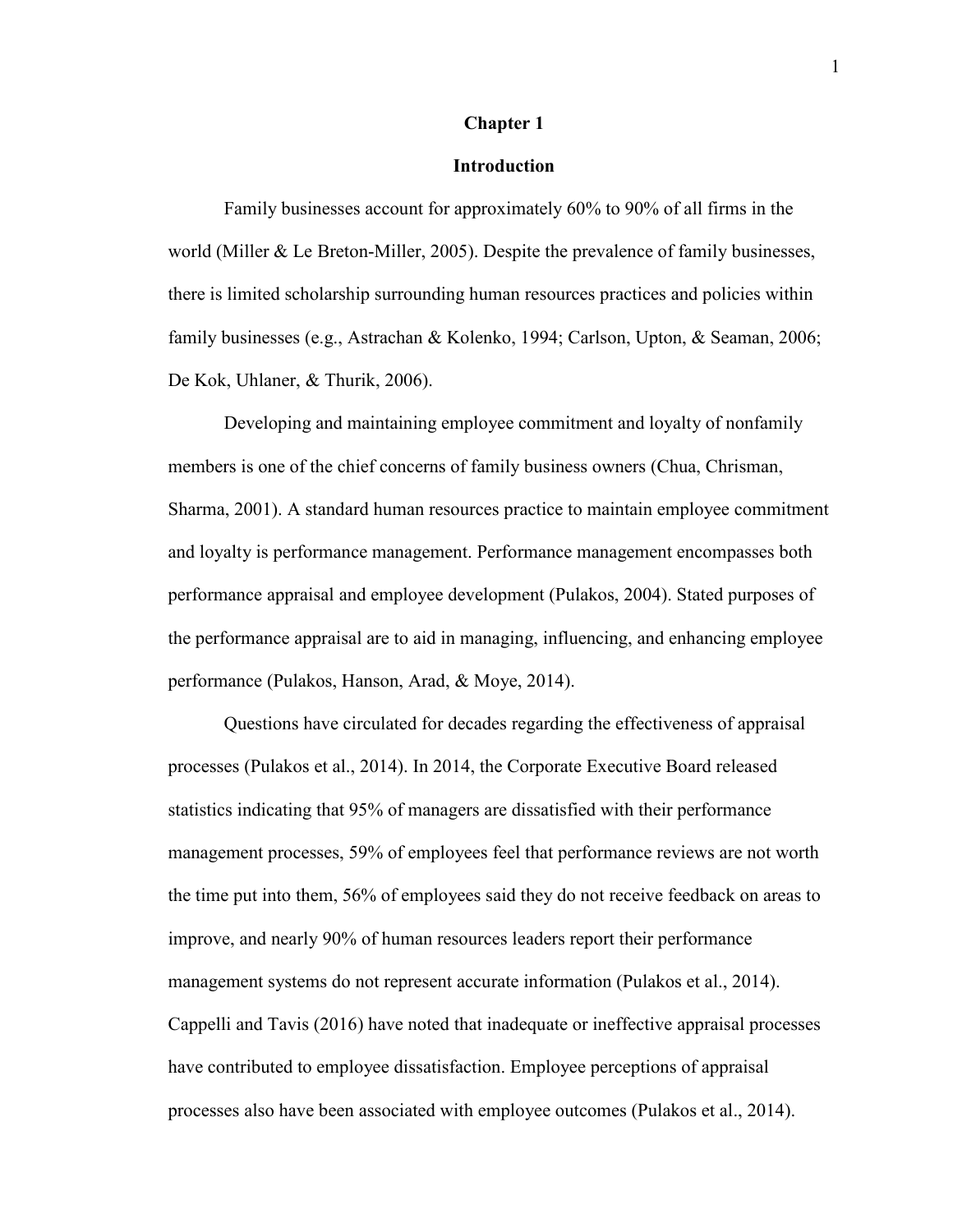# Chapter 1

## Introduction

Family businesses account for approximately 60% to 90% of all firms in the world (Miller & Le Breton-Miller, 2005). Despite the prevalence of family businesses, there is limited scholarship surrounding human resources practices and policies within family businesses (e.g., Astrachan & Kolenko, 1994; Carlson, Upton, & Seaman, 2006; De Kok, Uhlaner, & Thurik, 2006).

Developing and maintaining employee commitment and loyalty of nonfamily members is one of the chief concerns of family business owners (Chua, Chrisman, Sharma, 2001). A standard human resources practice to maintain employee commitment and loyalty is performance management. Performance management encompasses both performance appraisal and employee development (Pulakos, 2004). Stated purposes of the performance appraisal are to aid in managing, influencing, and enhancing employee performance (Pulakos, Hanson, Arad, & Moye, 2014).

Questions have circulated for decades regarding the effectiveness of appraisal processes (Pulakos et al., 2014). In 2014, the Corporate Executive Board released statistics indicating that 95% of managers are dissatisfied with their performance management processes, 59% of employees feel that performance reviews are not worth the time put into them, 56% of employees said they do not receive feedback on areas to improve, and nearly 90% of human resources leaders report their performance management systems do not represent accurate information (Pulakos et al., 2014). Cappelli and Tavis (2016) have noted that inadequate or ineffective appraisal processes have contributed to employee dissatisfaction. Employee perceptions of appraisal processes also have been associated with employee outcomes (Pulakos et al., 2014).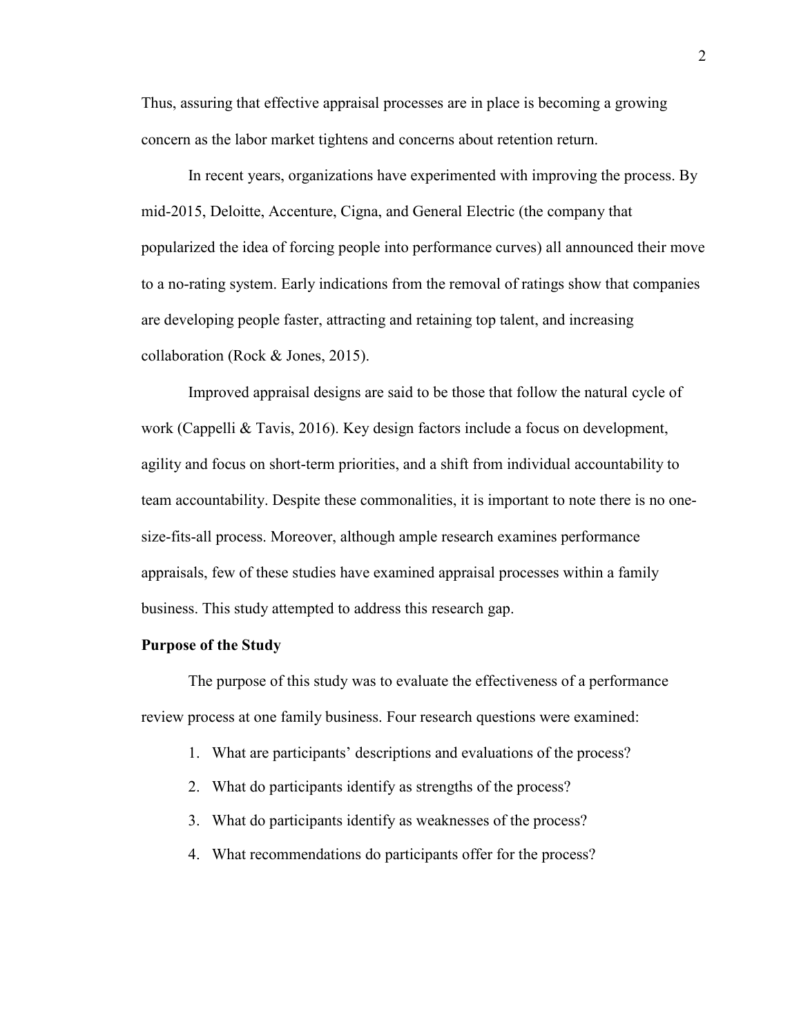Thus, assuring that effective appraisal processes are in place is becoming a growing concern as the labor market tightens and concerns about retention return.

In recent years, organizations have experimented with improving the process. By mid-2015, Deloitte, Accenture, Cigna, and General Electric (the company that popularized the idea of forcing people into performance curves) all announced their move to a no-rating system. Early indications from the removal of ratings show that companies are developing people faster, attracting and retaining top talent, and increasing collaboration (Rock & Jones, 2015).

Improved appraisal designs are said to be those that follow the natural cycle of work (Cappelli & Tavis, 2016). Key design factors include a focus on development, agility and focus on short-term priorities, and a shift from individual accountability to team accountability. Despite these commonalities, it is important to note there is no one-size-fits-all process. Moreover, although ample research examines performance appraisals, few of these studies have examined appraisal processes within a family business. This study attempted to address this research gap.

## Purpose of the Study

The purpose of this study was to evaluate the effectiveness of a performance review process at one family business. Four research questions were examined:

1. What are participants' descriptions and evaluations of the process?
2. What do participants identify as strengths of the process?
3. What do participants identify as weaknesses of the process?
4. What recommendations do participants offer for the process?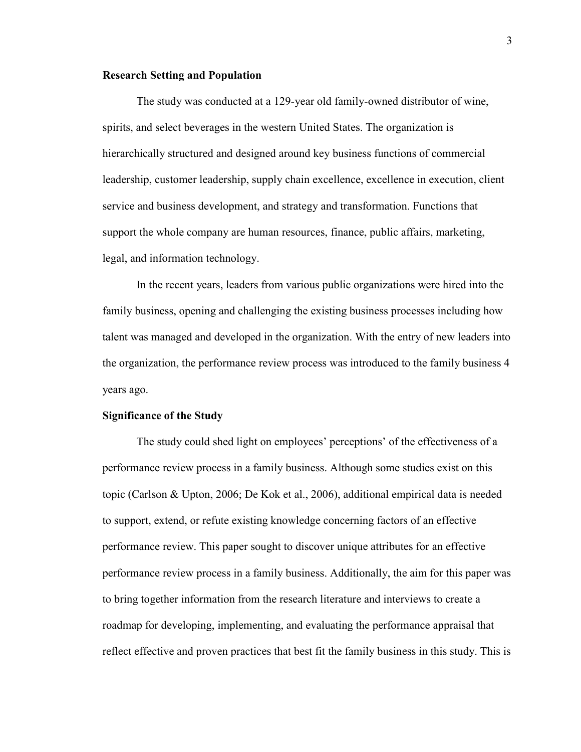### Research Setting and Population

The study was conducted at a 129-year old family-owned distributor of wine, spirits, and select beverages in the western United States. The organization is hierarchically structured and designed around key business functions of commercial leadership, customer leadership, supply chain excellence, excellence in execution, client service and business development, and strategy and transformation. Functions that support the whole company are human resources, finance, public affairs, marketing, legal, and information technology.

In the recent years, leaders from various public organizations were hired into the family business, opening and challenging the existing business processes including how talent was managed and developed in the organization. With the entry of new leaders into the organization, the performance review process was introduced to the family business 4 years ago.

### Significance of the Study

The study could shed light on employees' perceptions' of the effectiveness of a performance review process in a family business. Although some studies exist on this topic (Carlson & Upton, 2006; De Kok et al., 2006), additional empirical data is needed to support, extend, or refute existing knowledge concerning factors of an effective performance review. This paper sought to discover unique attributes for an effective performance review process in a family business. Additionally, the aim for this paper was to bring together information from the research literature and interviews to create a roadmap for developing, implementing, and evaluating the performance appraisal that reflect effective and proven practices that best fit the family business in this study. This is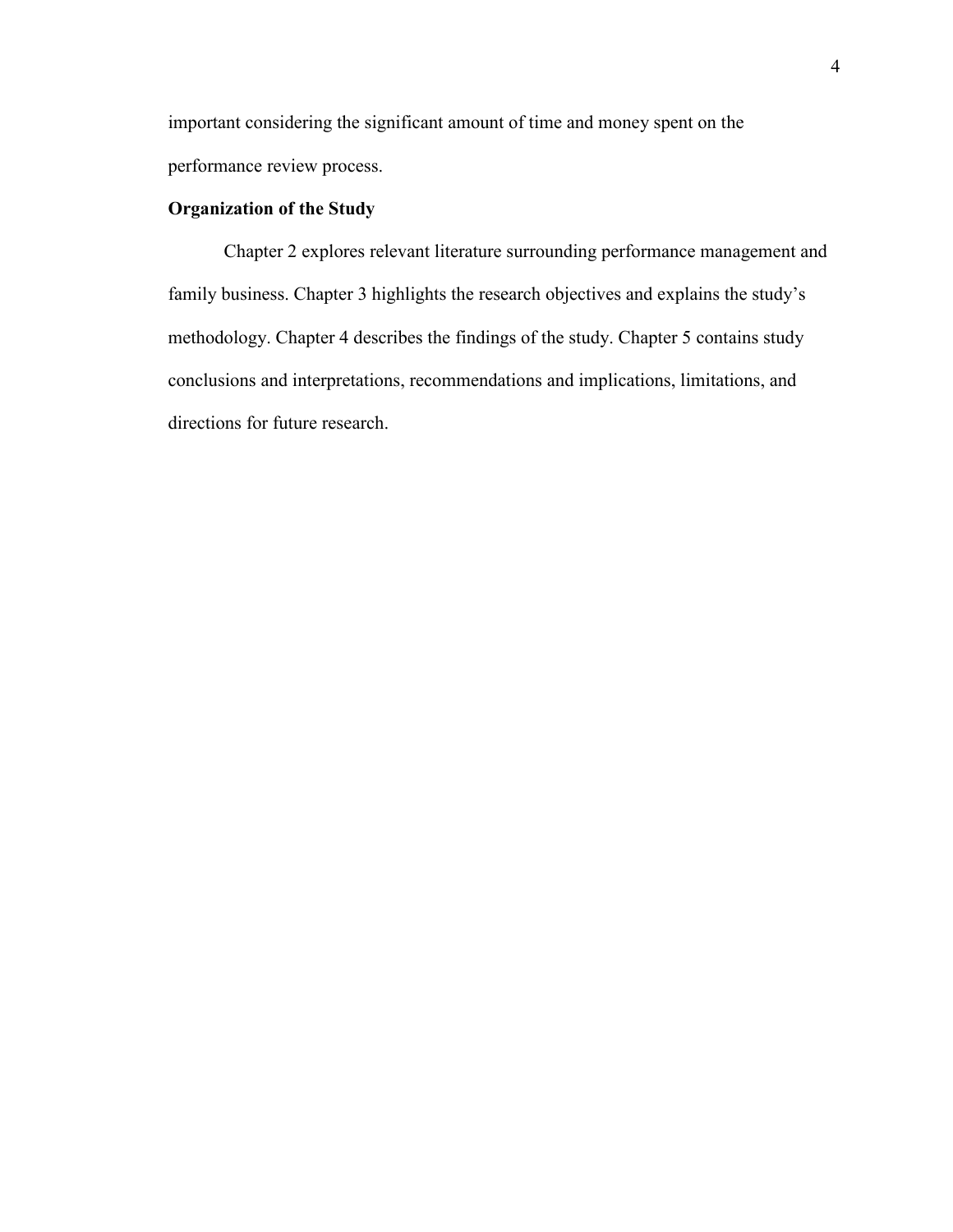important considering the significant amount of time and money spent on the performance review process.

## Organization of the Study

Chapter 2 explores relevant literature surrounding performance management and family business. Chapter 3 highlights the research objectives and explains the study's methodology. Chapter 4 describes the findings of the study. Chapter 5 contains study conclusions and interpretations, recommendations and implications, limitations, and directions for future research.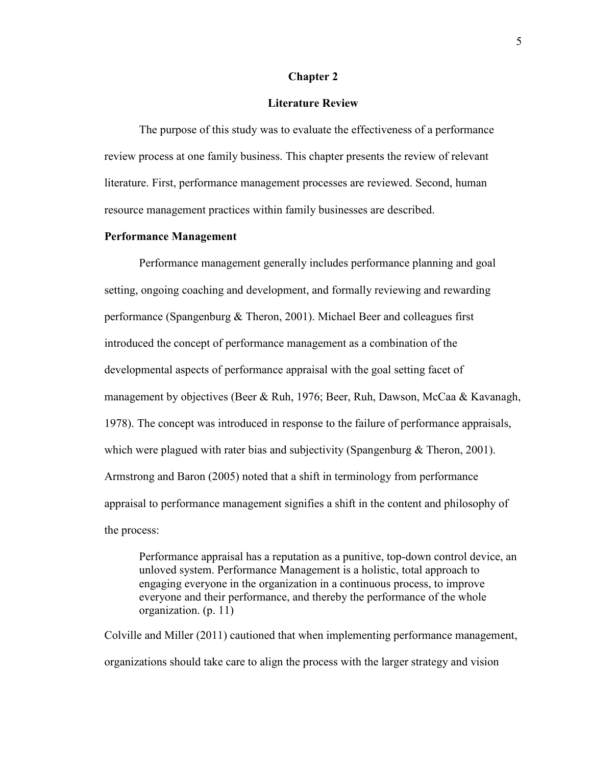# Chapter 2

# Literature Review

The purpose of this study was to evaluate the effectiveness of a performance review process at one family business. This chapter presents the review of relevant literature. First, performance management processes are reviewed. Second, human resource management practices within family businesses are described.

## Performance Management

Performance management generally includes performance planning and goal setting, ongoing coaching and development, and formally reviewing and rewarding performance (Spangenburg & Theron, 2001). Michael Beer and colleagues first introduced the concept of performance management as a combination of the developmental aspects of performance appraisal with the goal setting facet of management by objectives (Beer & Ruh, 1976; Beer, Ruh, Dawson, McCaa & Kavanagh, 1978). The concept was introduced in response to the failure of performance appraisals, which were plagued with rater bias and subjectivity (Spangenburg & Theron, 2001). Armstrong and Baron (2005) noted that a shift in terminology from performance appraisal to performance management signifies a shift in the content and philosophy of the process:

> Performance appraisal has a reputation as a punitive, top-down control device, an unloved system. Performance Management is a holistic, total approach to engaging everyone in the organization in a continuous process, to improve everyone and their performance, and thereby the performance of the whole organization. (p. 11)

Colville and Miller (2011) cautioned that when implementing performance management, organizations should take care to align the process with the larger strategy and vision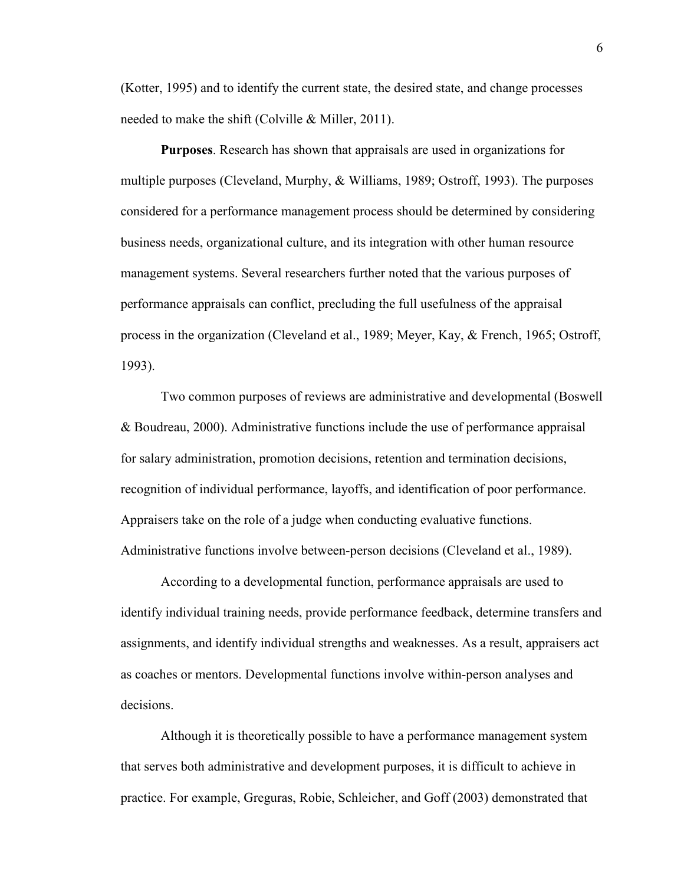(Kotter, 1995) and to identify the current state, the desired state, and change processes needed to make the shift (Colville & Miller, 2011).

**Purposes**. Research has shown that appraisals are used in organizations for multiple purposes (Cleveland, Murphy, & Williams, 1989; Ostroff, 1993). The purposes considered for a performance management process should be determined by considering business needs, organizational culture, and its integration with other human resource management systems. Several researchers further noted that the various purposes of performance appraisals can conflict, precluding the full usefulness of the appraisal process in the organization (Cleveland et al., 1989; Meyer, Kay, & French, 1965; Ostroff, 1993).

Two common purposes of reviews are administrative and developmental (Boswell & Boudreau, 2000). Administrative functions include the use of performance appraisal for salary administration, promotion decisions, retention and termination decisions, recognition of individual performance, layoffs, and identification of poor performance. Appraisers take on the role of a judge when conducting evaluative functions. Administrative functions involve between-person decisions (Cleveland et al., 1989).

According to a developmental function, performance appraisals are used to identify individual training needs, provide performance feedback, determine transfers and assignments, and identify individual strengths and weaknesses. As a result, appraisers act as coaches or mentors. Developmental functions involve within-person analyses and decisions.

Although it is theoretically possible to have a performance management system that serves both administrative and development purposes, it is difficult to achieve in practice. For example, Greguras, Robie, Schleicher, and Goff (2003) demonstrated that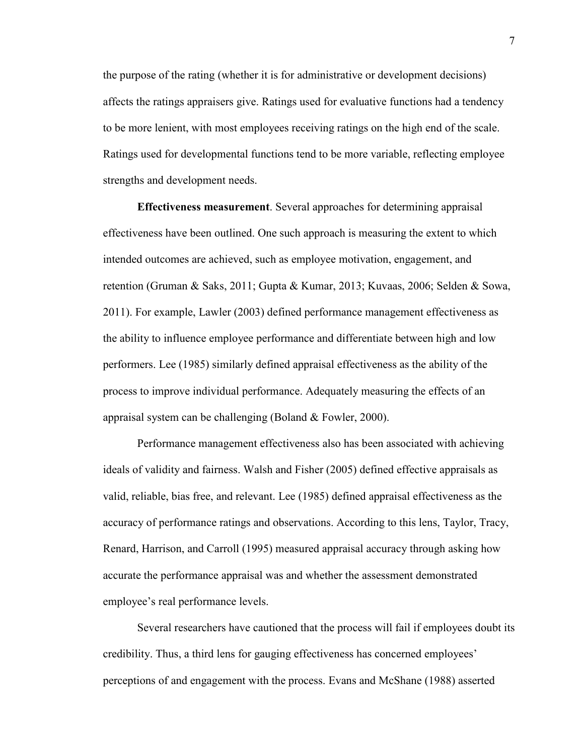the purpose of the rating (whether it is for administrative or development decisions) affects the ratings appraisers give. Ratings used for evaluative functions had a tendency to be more lenient, with most employees receiving ratings on the high end of the scale. Ratings used for developmental functions tend to be more variable, reflecting employee strengths and development needs.

**Effectiveness measurement**. Several approaches for determining appraisal effectiveness have been outlined. One such approach is measuring the extent to which intended outcomes are achieved, such as employee motivation, engagement, and retention (Gruman & Saks, 2011; Gupta & Kumar, 2013; Kuvaas, 2006; Selden & Sowa, 2011). For example, Lawler (2003) defined performance management effectiveness as the ability to influence employee performance and differentiate between high and low performers. Lee (1985) similarly defined appraisal effectiveness as the ability of the process to improve individual performance. Adequately measuring the effects of an appraisal system can be challenging (Boland & Fowler, 2000).

Performance management effectiveness also has been associated with achieving ideals of validity and fairness. Walsh and Fisher (2005) defined effective appraisals as valid, reliable, bias free, and relevant. Lee (1985) defined appraisal effectiveness as the accuracy of performance ratings and observations. According to this lens, Taylor, Tracy, Renard, Harrison, and Carroll (1995) measured appraisal accuracy through asking how accurate the performance appraisal was and whether the assessment demonstrated employee's real performance levels.

Several researchers have cautioned that the process will fail if employees doubt its credibility. Thus, a third lens for gauging effectiveness has concerned employees' perceptions of and engagement with the process. Evans and McShane (1988) asserted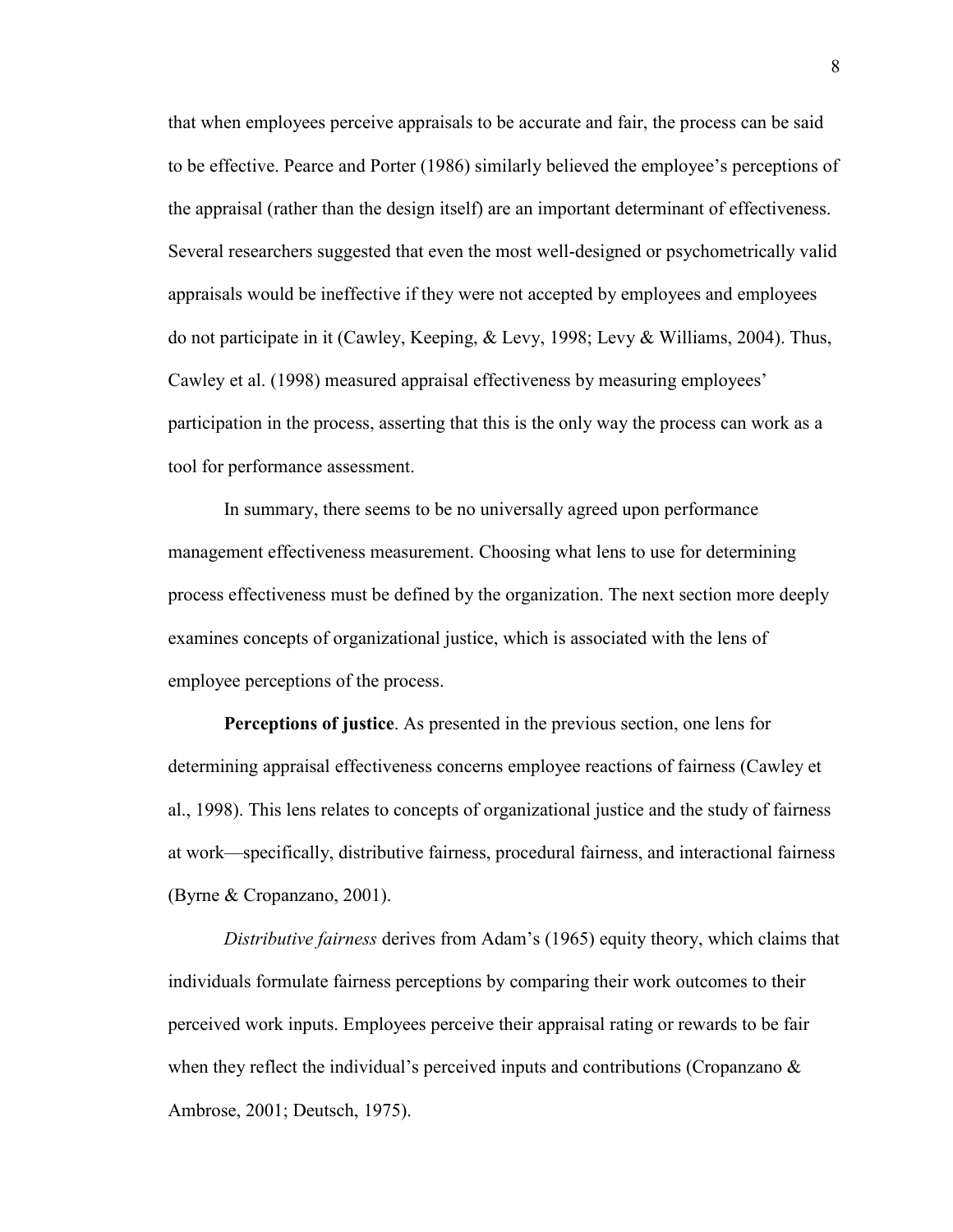that when employees perceive appraisals to be accurate and fair, the process can be said to be effective. Pearce and Porter (1986) similarly believed the employee's perceptions of the appraisal (rather than the design itself) are an important determinant of effectiveness. Several researchers suggested that even the most well-designed or psychometrically valid appraisals would be ineffective if they were not accepted by employees and employees do not participate in it (Cawley, Keeping, & Levy, 1998; Levy & Williams, 2004). Thus, Cawley et al. (1998) measured appraisal effectiveness by measuring employees' participation in the process, asserting that this is the only way the process can work as a tool for performance assessment.

In summary, there seems to be no universally agreed upon performance management effectiveness measurement. Choosing what lens to use for determining process effectiveness must be defined by the organization. The next section more deeply examines concepts of organizational justice, which is associated with the lens of employee perceptions of the process.

**Perceptions of justice**. As presented in the previous section, one lens for determining appraisal effectiveness concerns employee reactions of fairness (Cawley et al., 1998). This lens relates to concepts of organizational justice and the study of fairness at work—specifically, distributive fairness, procedural fairness, and interactional fairness (Byrne & Cropanzano, 2001).

*Distributive fairness* derives from Adam's (1965) equity theory, which claims that individuals formulate fairness perceptions by comparing their work outcomes to their perceived work inputs. Employees perceive their appraisal rating or rewards to be fair when they reflect the individual's perceived inputs and contributions (Cropanzano & Ambrose, 2001; Deutsch, 1975).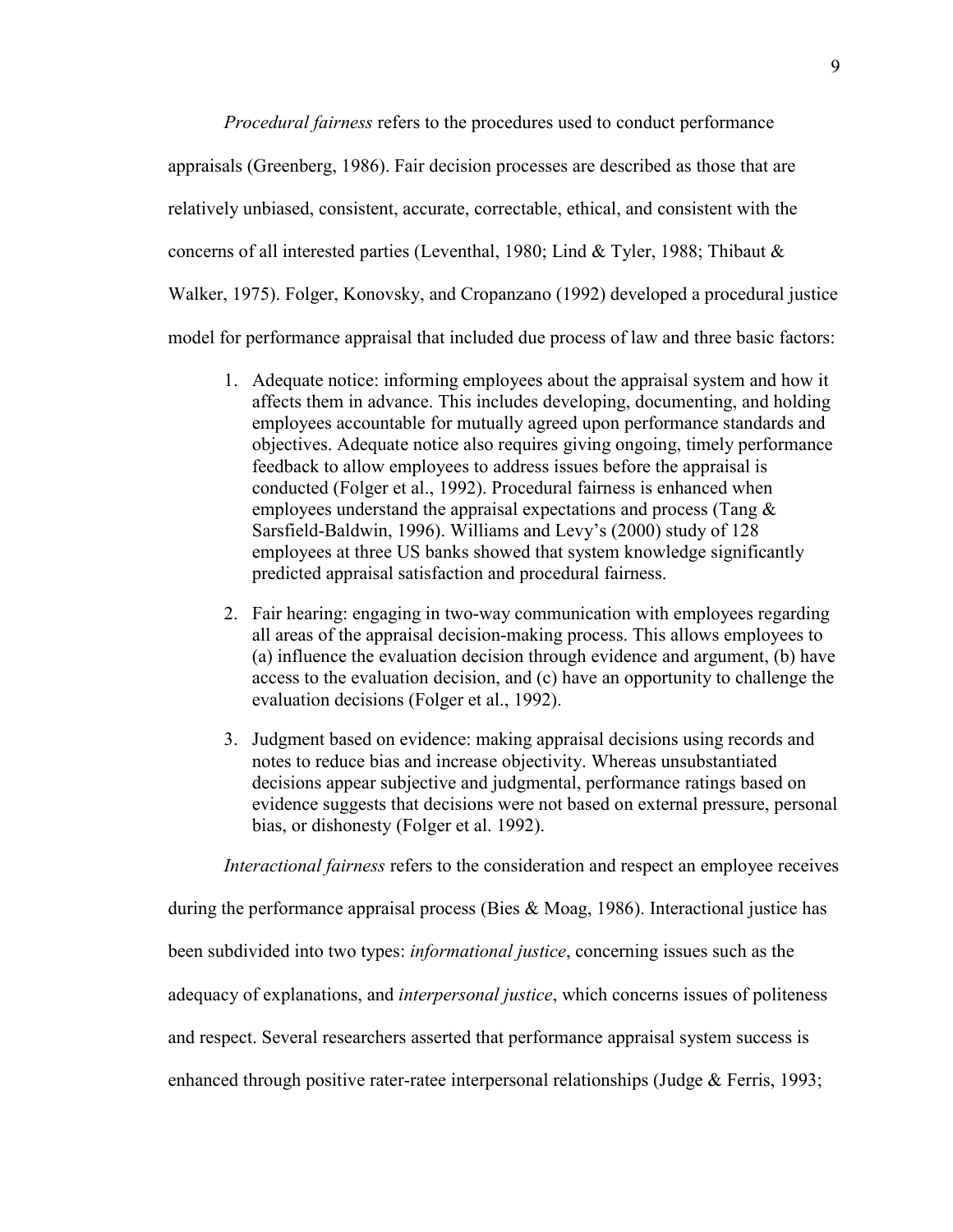*Procedural fairness* refers to the procedures used to conduct performance appraisals (Greenberg, 1986). Fair decision processes are described as those that are relatively unbiased, consistent, accurate, correctable, ethical, and consistent with the concerns of all interested parties (Leventhal, 1980; Lind & Tyler, 1988; Thibaut & Walker, 1975). Folger, Konovsky, and Cropanzano (1992) developed a procedural justice model for performance appraisal that included due process of law and three basic factors:

1. Adequate notice: informing employees about the appraisal system and how it affects them in advance. This includes developing, documenting, and holding employees accountable for mutually agreed upon performance standards and objectives. Adequate notice also requires giving ongoing, timely performance feedback to allow employees to address issues before the appraisal is conducted (Folger et al., 1992). Procedural fairness is enhanced when employees understand the appraisal expectations and process (Tang & Sarsfield-Baldwin, 1996). Williams and Levy's (2000) study of 128 employees at three US banks showed that system knowledge significantly predicted appraisal satisfaction and procedural fairness.

2. Fair hearing: engaging in two-way communication with employees regarding all areas of the appraisal decision-making process. This allows employees to (a) influence the evaluation decision through evidence and argument, (b) have access to the evaluation decision, and (c) have an opportunity to challenge the evaluation decisions (Folger et al., 1992).

3. Judgment based on evidence: making appraisal decisions using records and notes to reduce bias and increase objectivity. Whereas unsubstantiated decisions appear subjective and judgmental, performance ratings based on evidence suggests that decisions were not based on external pressure, personal bias, or dishonesty (Folger et al. 1992).

*Interactional fairness* refers to the consideration and respect an employee receives during the performance appraisal process (Bies & Moag, 1986). Interactional justice has been subdivided into two types: *informational justice*, concerning issues such as the adequacy of explanations, and *interpersonal justice*, which concerns issues of politeness and respect. Several researchers asserted that performance appraisal system success is enhanced through positive rater-ratee interpersonal relationships (Judge & Ferris, 1993;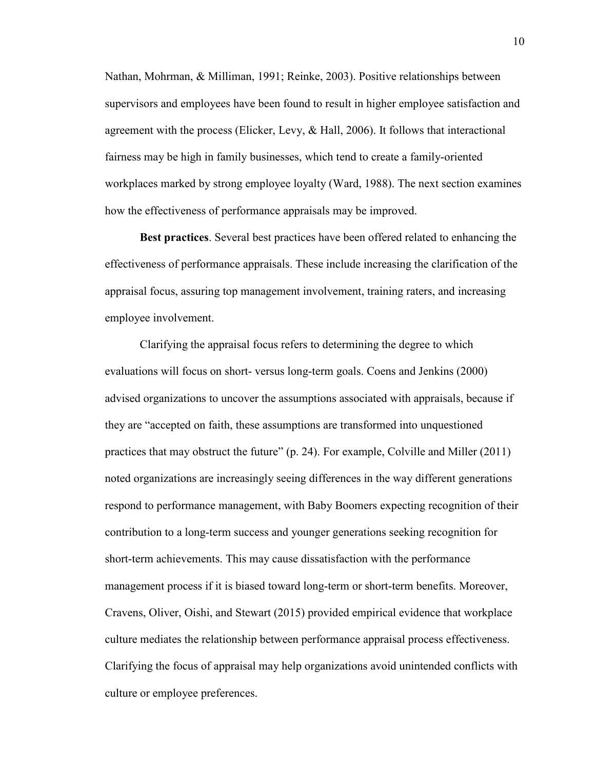Nathan, Mohrman, & Milliman, 1991; Reinke, 2003). Positive relationships between supervisors and employees have been found to result in higher employee satisfaction and agreement with the process (Elicker, Levy, & Hall, 2006). It follows that interactional fairness may be high in family businesses, which tend to create a family-oriented workplaces marked by strong employee loyalty (Ward, 1988). The next section examines how the effectiveness of performance appraisals may be improved.

**Best practices**. Several best practices have been offered related to enhancing the effectiveness of performance appraisals. These include increasing the clarification of the appraisal focus, assuring top management involvement, training raters, and increasing employee involvement.

Clarifying the appraisal focus refers to determining the degree to which evaluations will focus on short- versus long-term goals. Coens and Jenkins (2000) advised organizations to uncover the assumptions associated with appraisals, because if they are "accepted on faith, these assumptions are transformed into unquestioned practices that may obstruct the future" (p. 24). For example, Colville and Miller (2011) noted organizations are increasingly seeing differences in the way different generations respond to performance management, with Baby Boomers expecting recognition of their contribution to a long-term success and younger generations seeking recognition for short-term achievements. This may cause dissatisfaction with the performance management process if it is biased toward long-term or short-term benefits. Moreover, Cravens, Oliver, Oishi, and Stewart (2015) provided empirical evidence that workplace culture mediates the relationship between performance appraisal process effectiveness. Clarifying the focus of appraisal may help organizations avoid unintended conflicts with culture or employee preferences.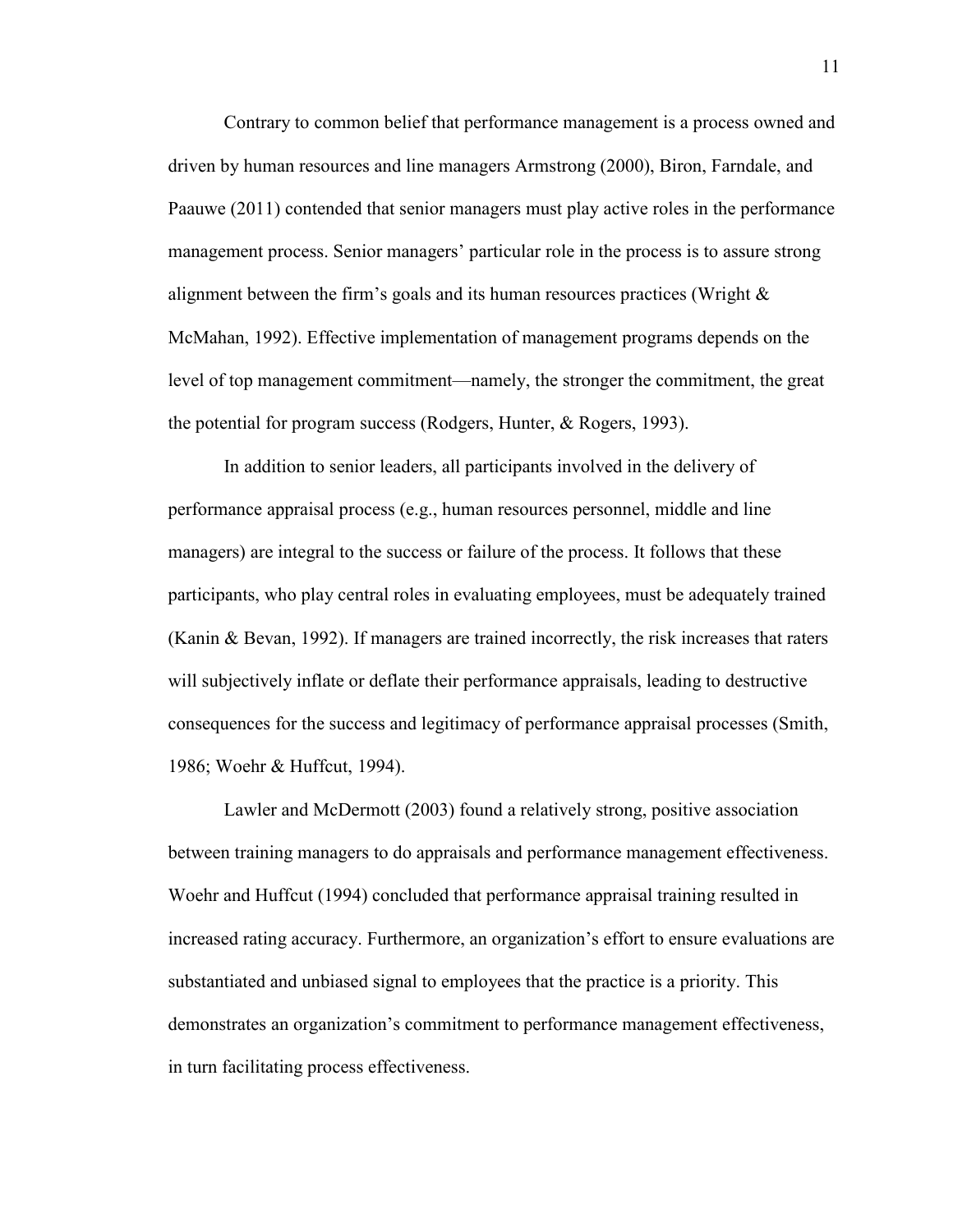Contrary to common belief that performance management is a process owned and driven by human resources and line managers Armstrong (2000), Biron, Farndale, and Paauwe (2011) contended that senior managers must play active roles in the performance management process. Senior managers' particular role in the process is to assure strong alignment between the firm's goals and its human resources practices (Wright & McMahan, 1992). Effective implementation of management programs depends on the level of top management commitment—namely, the stronger the commitment, the great the potential for program success (Rodgers, Hunter, & Rogers, 1993).

In addition to senior leaders, all participants involved in the delivery of performance appraisal process (e.g., human resources personnel, middle and line managers) are integral to the success or failure of the process. It follows that these participants, who play central roles in evaluating employees, must be adequately trained (Kanin & Bevan, 1992). If managers are trained incorrectly, the risk increases that raters will subjectively inflate or deflate their performance appraisals, leading to destructive consequences for the success and legitimacy of performance appraisal processes (Smith, 1986; Woehr & Huffcut, 1994).

Lawler and McDermott (2003) found a relatively strong, positive association between training managers to do appraisals and performance management effectiveness. Woehr and Huffcut (1994) concluded that performance appraisal training resulted in increased rating accuracy. Furthermore, an organization's effort to ensure evaluations are substantiated and unbiased signal to employees that the practice is a priority. This demonstrates an organization's commitment to performance management effectiveness, in turn facilitating process effectiveness.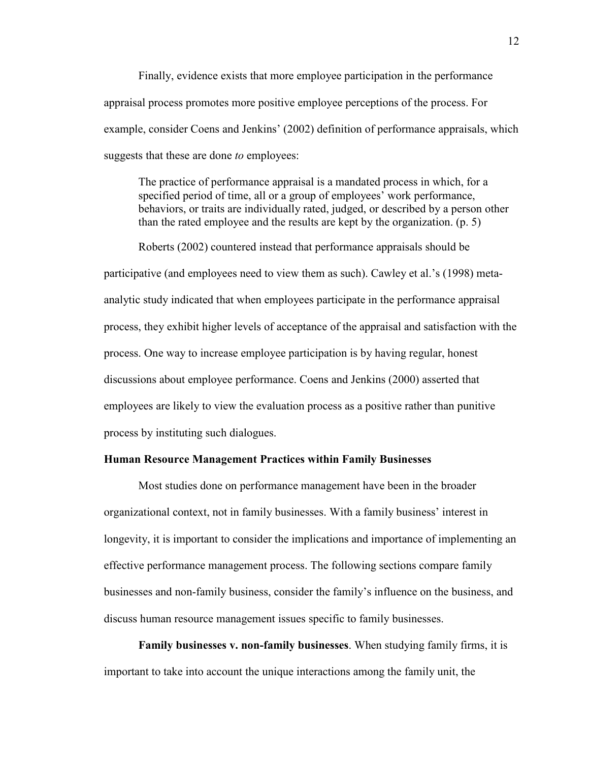Finally, evidence exists that more employee participation in the performance appraisal process promotes more positive employee perceptions of the process. For example, consider Coens and Jenkins' (2002) definition of performance appraisals, which suggests that these are done *to* employees:

> The practice of performance appraisal is a mandated process in which, for a specified period of time, all or a group of employees' work performance, behaviors, or traits are individually rated, judged, or described by a person other than the rated employee and the results are kept by the organization. (p. 5)

Roberts (2002) countered instead that performance appraisals should be participative (and employees need to view them as such). Cawley et al.'s (1998) meta-analytic study indicated that when employees participate in the performance appraisal process, they exhibit higher levels of acceptance of the appraisal and satisfaction with the process. One way to increase employee participation is by having regular, honest discussions about employee performance. Coens and Jenkins (2000) asserted that employees are likely to view the evaluation process as a positive rather than punitive process by instituting such dialogues.

## Human Resource Management Practices within Family Businesses

Most studies done on performance management have been in the broader organizational context, not in family businesses. With a family business' interest in longevity, it is important to consider the implications and importance of implementing an effective performance management process. The following sections compare family businesses and non-family business, consider the family's influence on the business, and discuss human resource management issues specific to family businesses.

**Family businesses v. non-family businesses**. When studying family firms, it is important to take into account the unique interactions among the family unit, the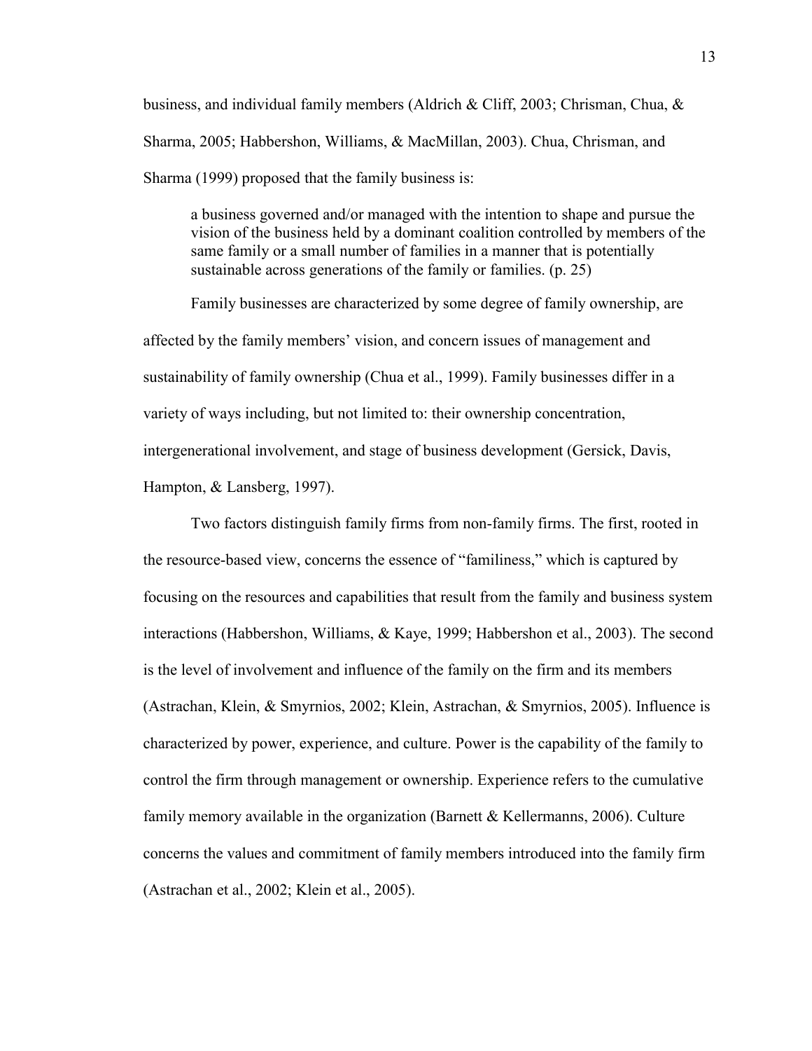business, and individual family members (Aldrich & Cliff, 2003; Chrisman, Chua, & Sharma, 2005; Habbershon, Williams, & MacMillan, 2003). Chua, Chrisman, and Sharma (1999) proposed that the family business is:

> a business governed and/or managed with the intention to shape and pursue the vision of the business held by a dominant coalition controlled by members of the same family or a small number of families in a manner that is potentially sustainable across generations of the family or families. (p. 25)

Family businesses are characterized by some degree of family ownership, are affected by the family members' vision, and concern issues of management and sustainability of family ownership (Chua et al., 1999). Family businesses differ in a variety of ways including, but not limited to: their ownership concentration, intergenerational involvement, and stage of business development (Gersick, Davis, Hampton, & Lansberg, 1997).

Two factors distinguish family firms from non-family firms. The first, rooted in the resource-based view, concerns the essence of "familiness," which is captured by focusing on the resources and capabilities that result from the family and business system interactions (Habbershon, Williams, & Kaye, 1999; Habbershon et al., 2003). The second is the level of involvement and influence of the family on the firm and its members (Astrachan, Klein, & Smyrnios, 2002; Klein, Astrachan, & Smyrnios, 2005). Influence is characterized by power, experience, and culture. Power is the capability of the family to control the firm through management or ownership. Experience refers to the cumulative family memory available in the organization (Barnett & Kellermanns, 2006). Culture concerns the values and commitment of family members introduced into the family firm (Astrachan et al., 2002; Klein et al., 2005).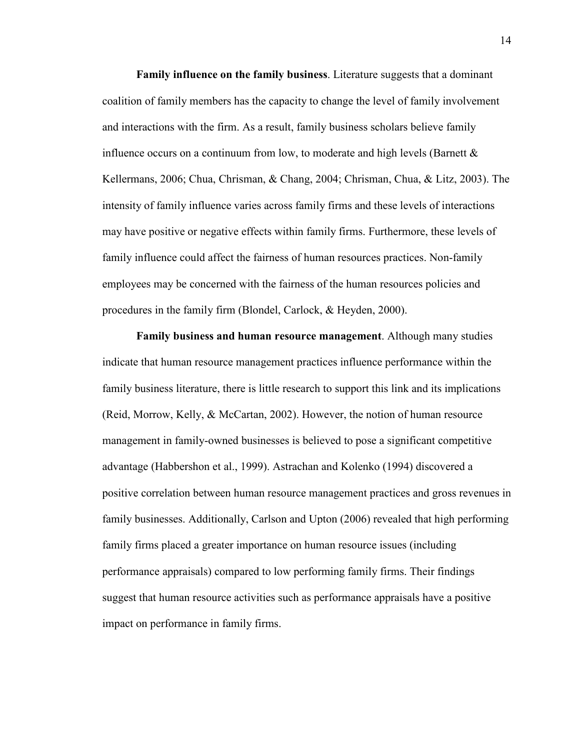**Family influence on the family business**. Literature suggests that a dominant coalition of family members has the capacity to change the level of family involvement and interactions with the firm. As a result, family business scholars believe family influence occurs on a continuum from low, to moderate and high levels (Barnett & Kellermans, 2006; Chua, Chrisman, & Chang, 2004; Chrisman, Chua, & Litz, 2003). The intensity of family influence varies across family firms and these levels of interactions may have positive or negative effects within family firms. Furthermore, these levels of family influence could affect the fairness of human resources practices. Non-family employees may be concerned with the fairness of the human resources policies and procedures in the family firm (Blondel, Carlock, & Heyden, 2000).

**Family business and human resource management**. Although many studies indicate that human resource management practices influence performance within the family business literature, there is little research to support this link and its implications (Reid, Morrow, Kelly, & McCartan, 2002). However, the notion of human resource management in family-owned businesses is believed to pose a significant competitive advantage (Habbershon et al., 1999). Astrachan and Kolenko (1994) discovered a positive correlation between human resource management practices and gross revenues in family businesses. Additionally, Carlson and Upton (2006) revealed that high performing family firms placed a greater importance on human resource issues (including performance appraisals) compared to low performing family firms. Their findings suggest that human resource activities such as performance appraisals have a positive impact on performance in family firms.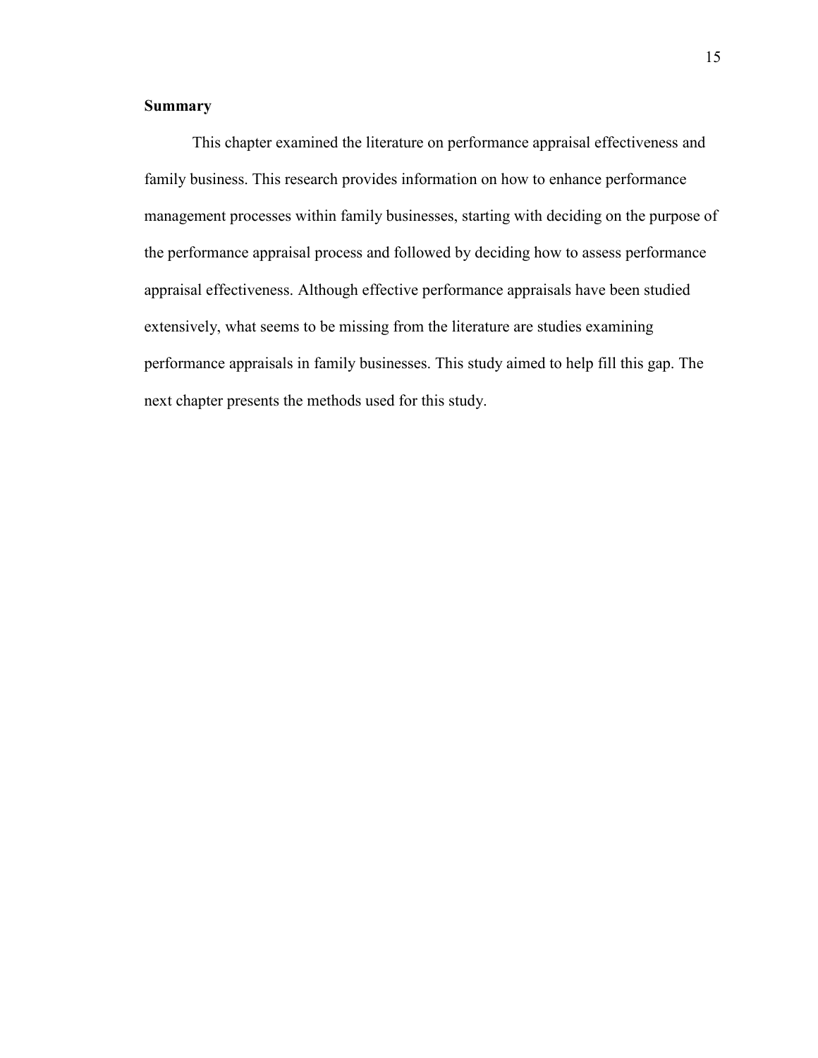## Summary

This chapter examined the literature on performance appraisal effectiveness and family business. This research provides information on how to enhance performance management processes within family businesses, starting with deciding on the purpose of the performance appraisal process and followed by deciding how to assess performance appraisal effectiveness. Although effective performance appraisals have been studied extensively, what seems to be missing from the literature are studies examining performance appraisals in family businesses. This study aimed to help fill this gap. The next chapter presents the methods used for this study.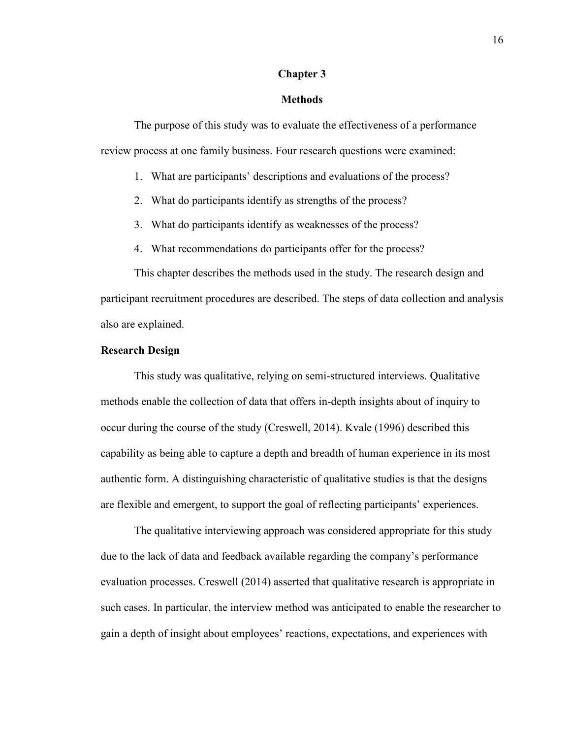# Chapter 3

# Methods

The purpose of this study was to evaluate the effectiveness of a performance review process at one family business. Four research questions were examined:

1. What are participants' descriptions and evaluations of the process?
2. What do participants identify as strengths of the process?
3. What do participants identify as weaknesses of the process?
4. What recommendations do participants offer for the process?

This chapter describes the methods used in the study. The research design and participant recruitment procedures are described. The steps of data collection and analysis also are explained.

## Research Design

This study was qualitative, relying on semi-structured interviews. Qualitative methods enable the collection of data that offers in-depth insights about of inquiry to occur during the course of the study (Creswell, 2014). Kvale (1996) described this capability as being able to capture a depth and breadth of human experience in its most authentic form. A distinguishing characteristic of qualitative studies is that the designs are flexible and emergent, to support the goal of reflecting participants' experiences.

The qualitative interviewing approach was considered appropriate for this study due to the lack of data and feedback available regarding the company's performance evaluation processes. Creswell (2014) asserted that qualitative research is appropriate in such cases. In particular, the interview method was anticipated to enable the researcher to gain a depth of insight about employees' reactions, expectations, and experiences with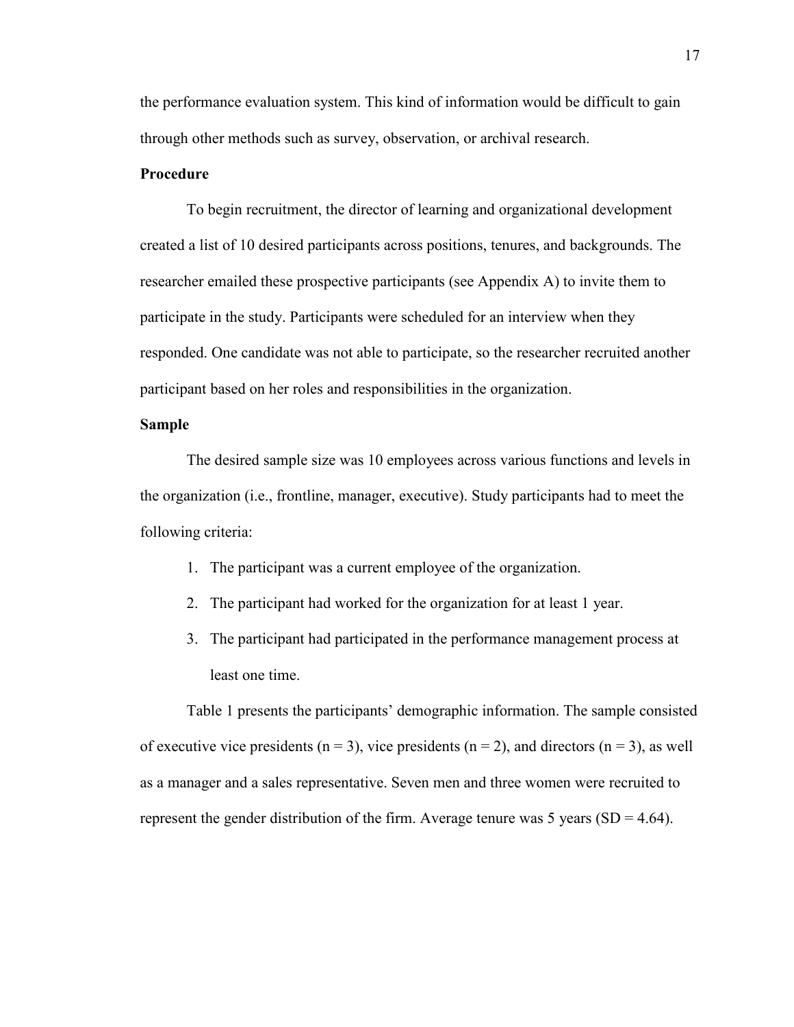the performance evaluation system. This kind of information would be difficult to gain through other methods such as survey, observation, or archival research.

**Procedure**

To begin recruitment, the director of learning and organizational development created a list of 10 desired participants across positions, tenures, and backgrounds. The researcher emailed these prospective participants (see Appendix A) to invite them to participate in the study. Participants were scheduled for an interview when they responded. One candidate was not able to participate, so the researcher recruited another participant based on her roles and responsibilities in the organization.

**Sample**

The desired sample size was 10 employees across various functions and levels in the organization (i.e., frontline, manager, executive). Study participants had to meet the following criteria:

1. The participant was a current employee of the organization.
2. The participant had worked for the organization for at least 1 year.
3. The participant had participated in the performance management process at least one time.

Table 1 presents the participants' demographic information. The sample consisted of executive vice presidents ($n = 3$), vice presidents ($n = 2$), and directors ($n = 3$), as well as a manager and a sales representative. Seven men and three women were recruited to represent the gender distribution of the firm. Average tenure was 5 years ($SD = 4.64$).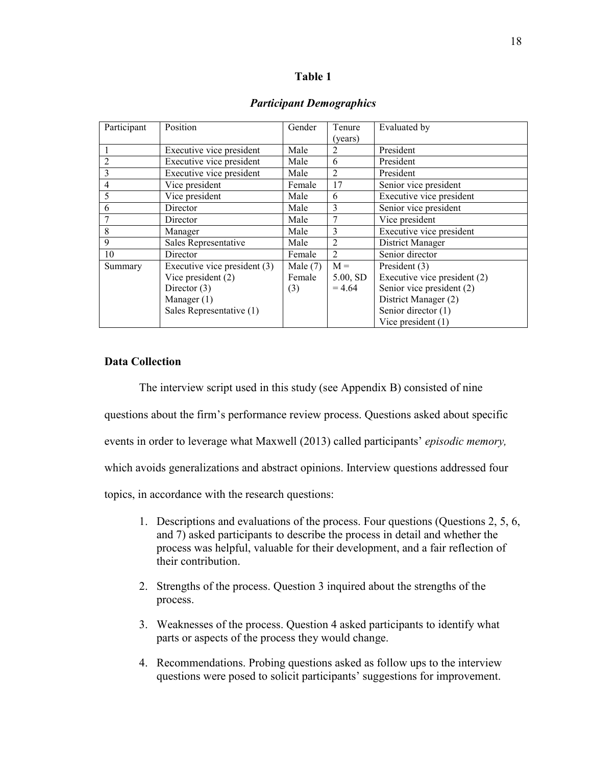**Table 1**

***Participant Demographics***

| Participant | Position | Gender | Tenure (years) | Evaluated by |
|---|---|---|---|---|
| 1 | Executive vice president | Male | 2 | President |
| 2 | Executive vice president | Male | 6 | President |
| 3 | Executive vice president | Male | 2 | President |
| 4 | Vice president | Female | 17 | Senior vice president |
| 5 | Vice president | Male | 6 | Executive vice president |
| 6 | Director | Male | 3 | Senior vice president |
| 7 | Director | Male | 7 | Vice president |
| 8 | Manager | Male | 3 | Executive vice president |
| 9 | Sales Representative | Male | 2 | District Manager |
| 10 | Director | Female | 2 | Senior director |
| Summary | Executive vice president (3)<br>Vice president (2)<br>Director (3)<br>Manager (1)<br>Sales Representative (1) | Male (7)<br>Female (3) | M = 5.00, SD = 4.64 | President (3)<br>Executive vice president (2)<br>Senior vice president (2)<br>District Manager (2)<br>Senior director (1)<br>Vice president (1) |

### Data Collection

The interview script used in this study (see Appendix B) consisted of nine questions about the firm's performance review process. Questions asked about specific events in order to leverage what Maxwell (2013) called participants' *episodic memory,* which avoids generalizations and abstract opinions. Interview questions addressed four topics, in accordance with the research questions:

1. Descriptions and evaluations of the process. Four questions (Questions 2, 5, 6, and 7) asked participants to describe the process in detail and whether the process was helpful, valuable for their development, and a fair reflection of their contribution.

2. Strengths of the process. Question 3 inquired about the strengths of the process.

3. Weaknesses of the process. Question 4 asked participants to identify what parts or aspects of the process they would change.

4. Recommendations. Probing questions asked as follow ups to the interview questions were posed to solicit participants' suggestions for improvement.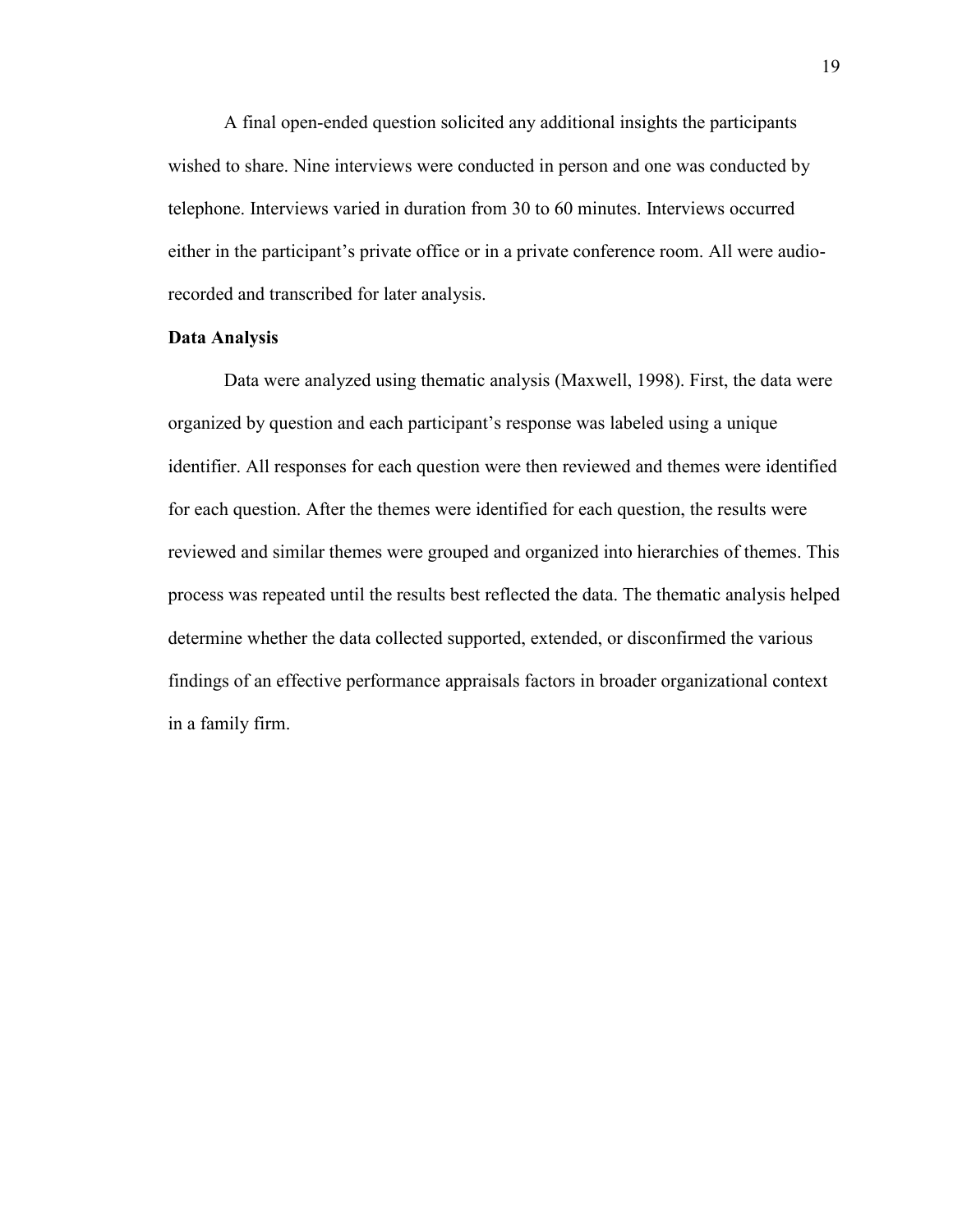A final open-ended question solicited any additional insights the participants wished to share. Nine interviews were conducted in person and one was conducted by telephone. Interviews varied in duration from 30 to 60 minutes. Interviews occurred either in the participant's private office or in a private conference room. All were audio-recorded and transcribed for later analysis.

**Data Analysis**

Data were analyzed using thematic analysis (Maxwell, 1998). First, the data were organized by question and each participant's response was labeled using a unique identifier. All responses for each question were then reviewed and themes were identified for each question. After the themes were identified for each question, the results were reviewed and similar themes were grouped and organized into hierarchies of themes. This process was repeated until the results best reflected the data. The thematic analysis helped determine whether the data collected supported, extended, or disconfirmed the various findings of an effective performance appraisals factors in broader organizational context in a family firm.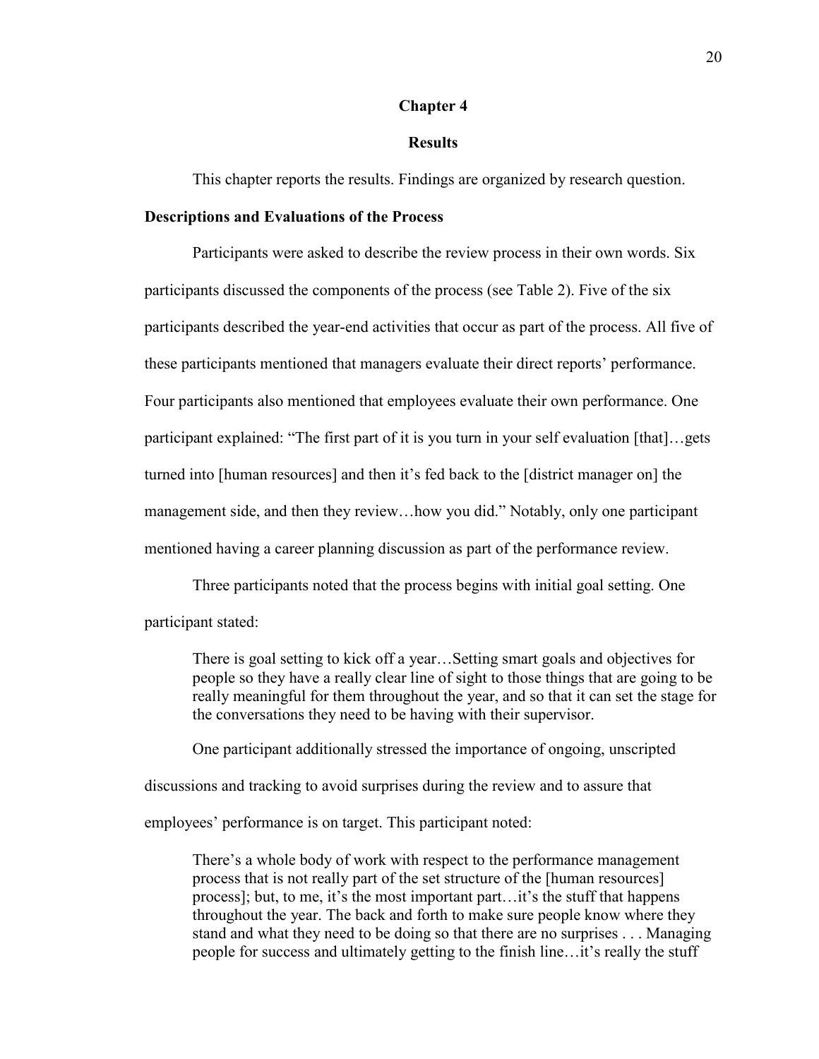# Chapter 4

# Results

This chapter reports the results. Findings are organized by research question.

## Descriptions and Evaluations of the Process

Participants were asked to describe the review process in their own words. Six participants discussed the components of the process (see Table 2). Five of the six participants described the year-end activities that occur as part of the process. All five of these participants mentioned that managers evaluate their direct reports' performance. Four participants also mentioned that employees evaluate their own performance. One participant explained: "The first part of it is you turn in your self evaluation [that]…gets turned into [human resources] and then it's fed back to the [district manager on] the management side, and then they review…how you did." Notably, only one participant mentioned having a career planning discussion as part of the performance review.

Three participants noted that the process begins with initial goal setting. One participant stated:

> There is goal setting to kick off a year…Setting smart goals and objectives for people so they have a really clear line of sight to those things that are going to be really meaningful for them throughout the year, and so that it can set the stage for the conversations they need to be having with their supervisor.

One participant additionally stressed the importance of ongoing, unscripted discussions and tracking to avoid surprises during the review and to assure that employees' performance is on target. This participant noted:

> There's a whole body of work with respect to the performance management process that is not really part of the set structure of the [human resources] process]; but, to me, it's the most important part…it's the stuff that happens throughout the year. The back and forth to make sure people know where they stand and what they need to be doing so that there are no surprises . . . Managing people for success and ultimately getting to the finish line…it's really the stuff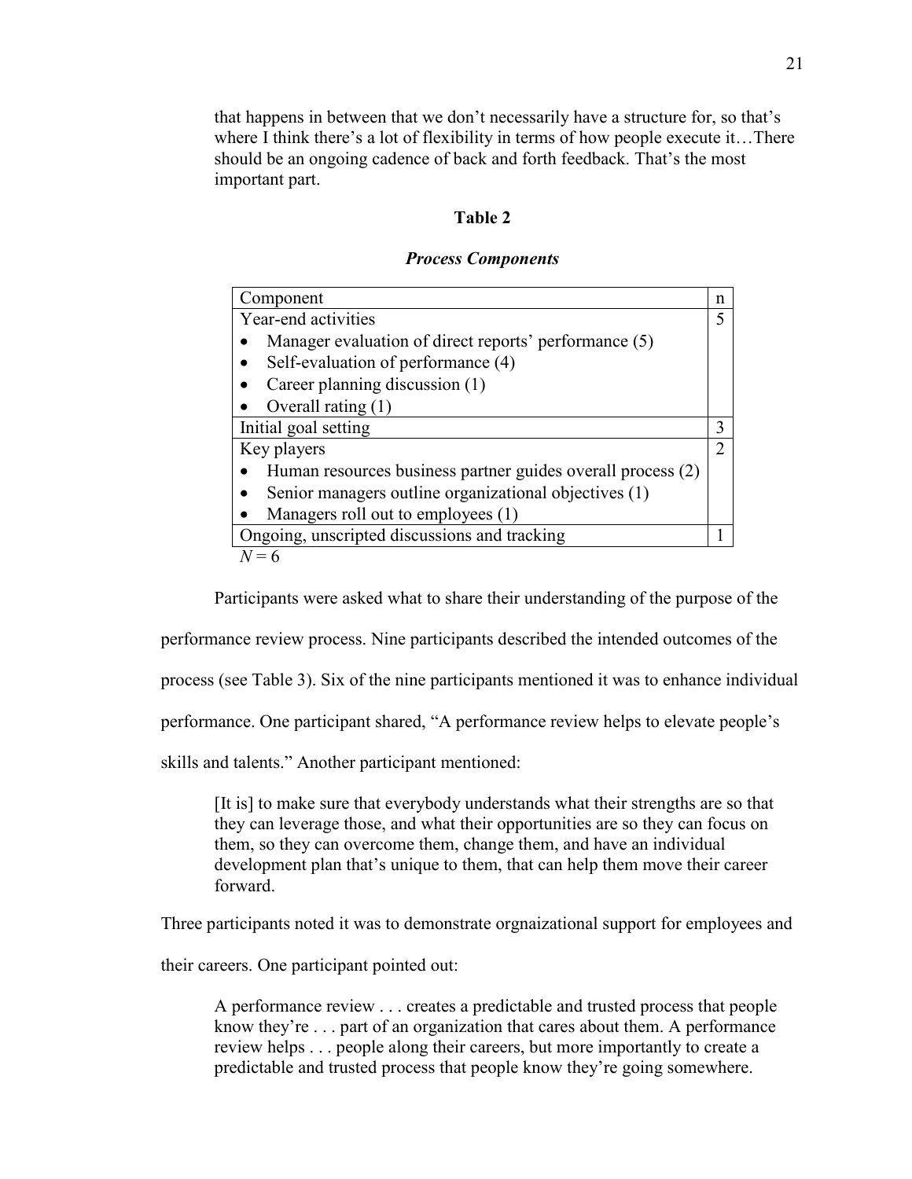> that happens in between that we don't necessarily have a structure for, so that's where I think there's a lot of flexibility in terms of how people execute it…There should be an ongoing cadence of back and forth feedback. That's the most important part.

**Table 2**

***Process Components***

| Component | n |
|---|---|
| Year-end activities<br>• Manager evaluation of direct reports' performance (5)<br>• Self-evaluation of performance (4)<br>• Career planning discussion (1)<br>• Overall rating (1) | 5 |
| Initial goal setting | 3 |
| Key players<br>• Human resources business partner guides overall process (2)<br>• Senior managers outline organizational objectives (1)<br>• Managers roll out to employees (1) | 2 |
| Ongoing, unscripted discussions and tracking | 1 |

*N* = 6

Participants were asked what to share their understanding of the purpose of the performance review process. Nine participants described the intended outcomes of the process (see Table 3). Six of the nine participants mentioned it was to enhance individual performance. One participant shared, "A performance review helps to elevate people's skills and talents." Another participant mentioned:

> [It is] to make sure that everybody understands what their strengths are so that they can leverage those, and what their opportunities are so they can focus on them, so they can overcome them, change them, and have an individual development plan that's unique to them, that can help them move their career forward.

Three participants noted it was to demonstrate orgnaizational support for employees and their careers. One participant pointed out:

> A performance review . . . creates a predictable and trusted process that people know they're . . . part of an organization that cares about them. A performance review helps . . . people along their careers, but more importantly to create a predictable and trusted process that people know they're going somewhere.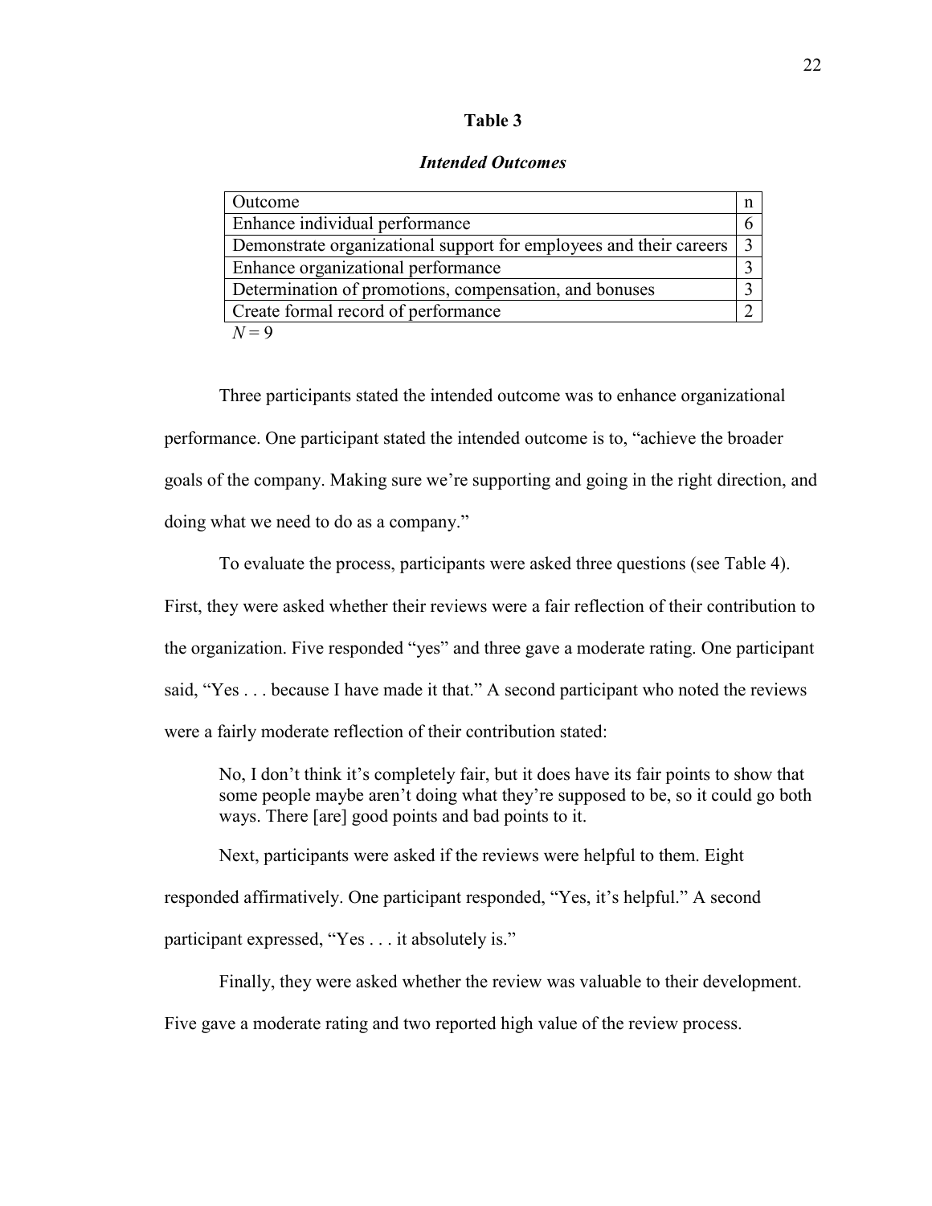**Table 3**

***Intended Outcomes***

| Outcome | n |
|---|---|
| Enhance individual performance | 6 |
| Demonstrate organizational support for employees and their careers | 3 |
| Enhance organizational performance | 3 |
| Determination of promotions, compensation, and bonuses | 3 |
| Create formal record of performance | 2 |

*N* = 9

Three participants stated the intended outcome was to enhance organizational performance. One participant stated the intended outcome is to, "achieve the broader goals of the company. Making sure we're supporting and going in the right direction, and doing what we need to do as a company."

To evaluate the process, participants were asked three questions (see Table 4). First, they were asked whether their reviews were a fair reflection of their contribution to the organization. Five responded "yes" and three gave a moderate rating. One participant said, "Yes . . . because I have made it that." A second participant who noted the reviews were a fairly moderate reflection of their contribution stated:

> No, I don't think it's completely fair, but it does have its fair points to show that some people maybe aren't doing what they're supposed to be, so it could go both ways. There [are] good points and bad points to it.

Next, participants were asked if the reviews were helpful to them. Eight responded affirmatively. One participant responded, "Yes, it's helpful." A second participant expressed, "Yes . . . it absolutely is."

Finally, they were asked whether the review was valuable to their development. Five gave a moderate rating and two reported high value of the review process.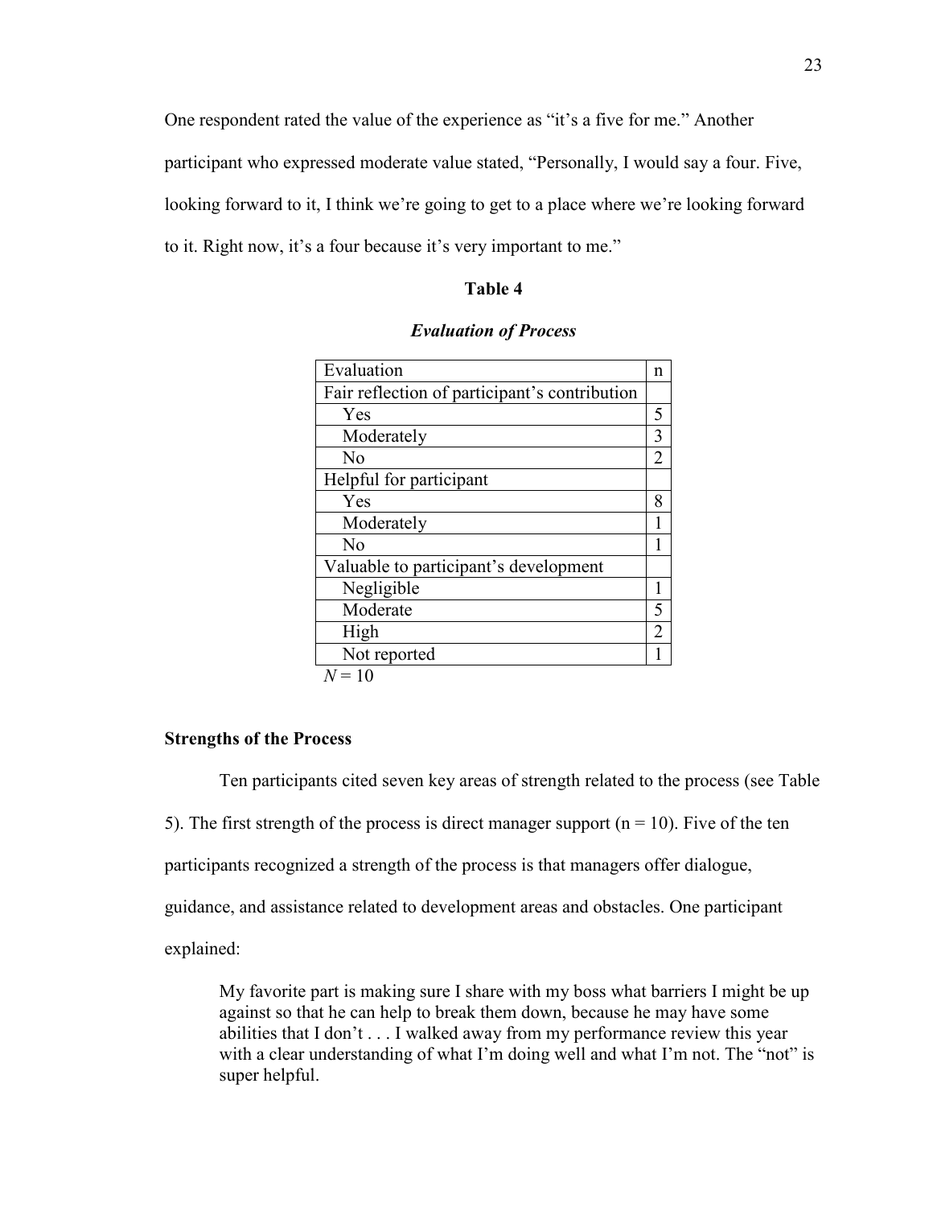One respondent rated the value of the experience as "it's a five for me." Another participant who expressed moderate value stated, "Personally, I would say a four. Five, looking forward to it, I think we're going to get to a place where we're looking forward to it. Right now, it's a four because it's very important to me."

**Table 4**

***Evaluation of Process***

| Evaluation | n |
|---|---|
| Fair reflection of participant's contribution | |
| Yes | 5 |
| Moderately | 3 |
| No | 2 |
| Helpful for participant | |
| Yes | 8 |
| Moderately | 1 |
| No | 1 |
| Valuable to participant's development | |
| Negligible | 1 |
| Moderate | 5 |
| High | 2 |
| Not reported | 1 |

*N* = 10

**Strengths of the Process**

Ten participants cited seven key areas of strength related to the process (see Table 5). The first strength of the process is direct manager support (n = 10). Five of the ten participants recognized a strength of the process is that managers offer dialogue, guidance, and assistance related to development areas and obstacles. One participant explained:

> My favorite part is making sure I share with my boss what barriers I might be up against so that he can help to break them down, because he may have some abilities that I don't . . . I walked away from my performance review this year with a clear understanding of what I'm doing well and what I'm not. The "not" is super helpful.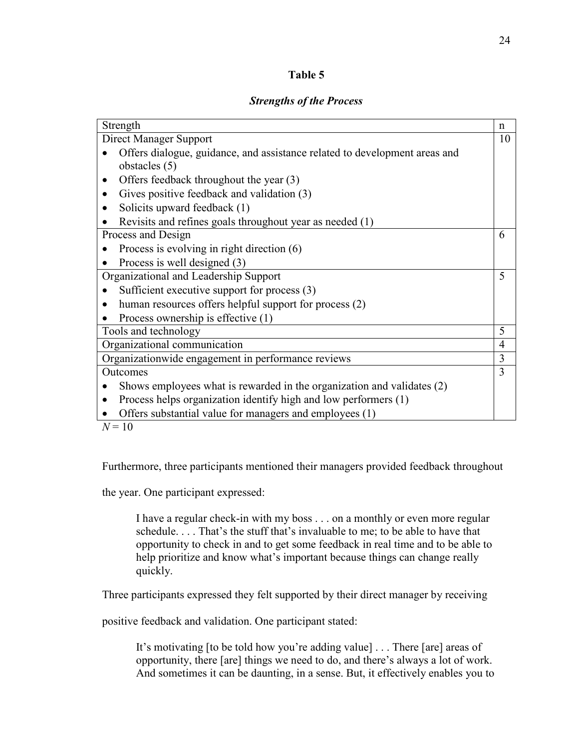**Table 5**

***Strengths of the Process***

| Strength | n |
|---|---|
| Direct Manager Support<br>• Offers dialogue, guidance, and assistance related to development areas and obstacles (5)<br>• Offers feedback throughout the year (3)<br>• Gives positive feedback and validation (3)<br>• Solicits upward feedback (1)<br>• Revisits and refines goals throughout year as needed (1) | 10 |
| Process and Design<br>• Process is evolving in right direction (6)<br>• Process is well designed (3) | 6 |
| Organizational and Leadership Support<br>• Sufficient executive support for process (3)<br>• human resources offers helpful support for process (2)<br>• Process ownership is effective (1) | 5 |
| Tools and technology | 5 |
| Organizational communication | 4 |
| Organizationwide engagement in performance reviews | 3 |
| Outcomes<br>• Shows employees what is rewarded in the organization and validates (2)<br>• Process helps organization identify high and low performers (1)<br>• Offers substantial value for managers and employees (1) | 3 |

*N* = 10

Furthermore, three participants mentioned their managers provided feedback throughout the year. One participant expressed:

> I have a regular check-in with my boss . . . on a monthly or even more regular schedule. . . . That's the stuff that's invaluable to me; to be able to have that opportunity to check in and to get some feedback in real time and to be able to help prioritize and know what's important because things can change really quickly.

Three participants expressed they felt supported by their direct manager by receiving positive feedback and validation. One participant stated:

> It's motivating [to be told how you're adding value] . . . There [are] areas of opportunity, there [are] things we need to do, and there's always a lot of work. And sometimes it can be daunting, in a sense. But, it effectively enables you to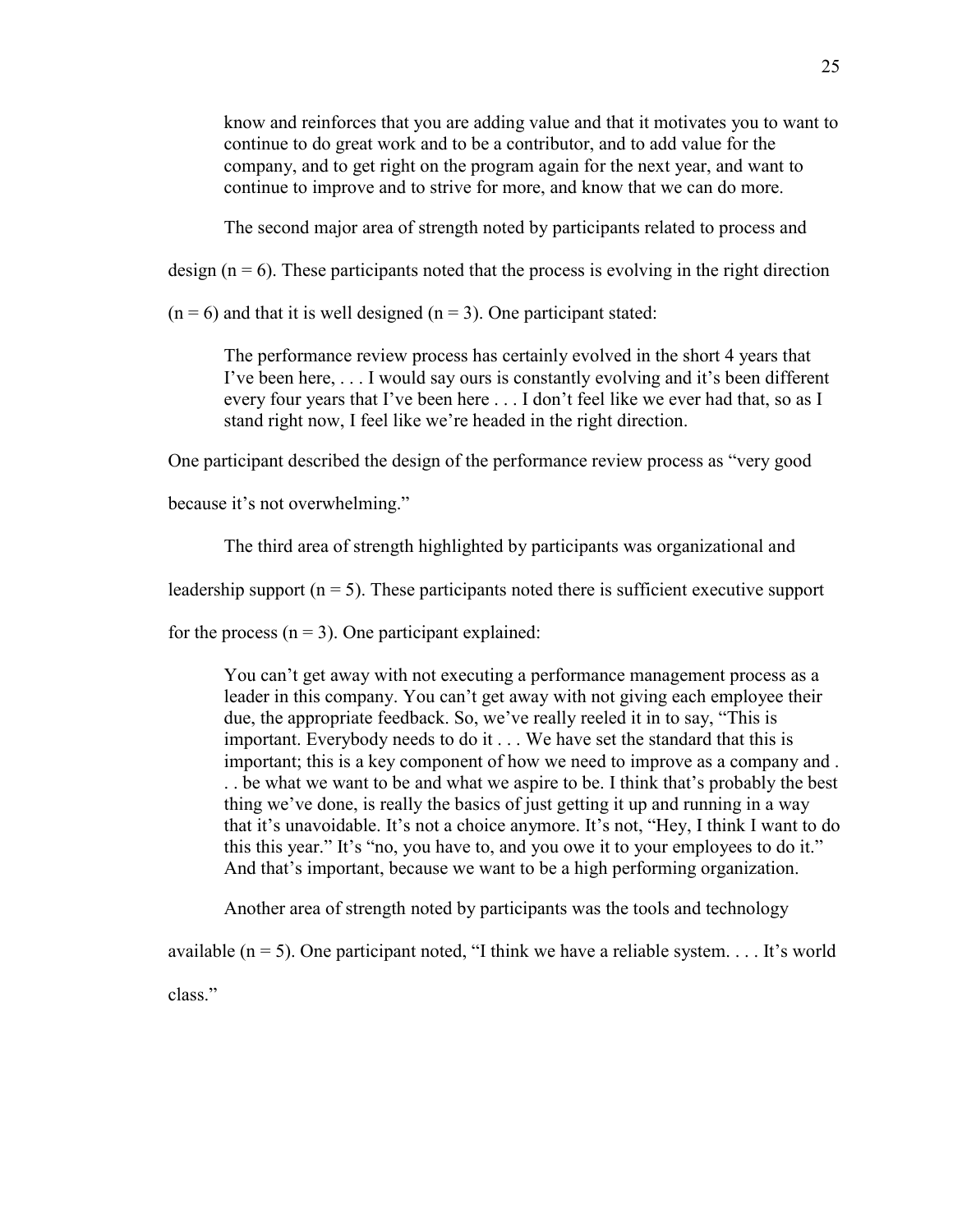> know and reinforces that you are adding value and that it motivates you to want to continue to do great work and to be a contributor, and to add value for the company, and to get right on the program again for the next year, and want to continue to improve and to strive for more, and know that we can do more.

The second major area of strength noted by participants related to process and design (n = 6). These participants noted that the process is evolving in the right direction (n = 6) and that it is well designed (n = 3). One participant stated:

> The performance review process has certainly evolved in the short 4 years that I've been here, . . . I would say ours is constantly evolving and it's been different every four years that I've been here . . . I don't feel like we ever had that, so as I stand right now, I feel like we're headed in the right direction.

One participant described the design of the performance review process as "very good because it's not overwhelming."

The third area of strength highlighted by participants was organizational and leadership support (n = 5). These participants noted there is sufficient executive support for the process (n = 3). One participant explained:

> You can't get away with not executing a performance management process as a leader in this company. You can't get away with not giving each employee their due, the appropriate feedback. So, we've really reeled it in to say, "This is important. Everybody needs to do it . . . We have set the standard that this is important; this is a key component of how we need to improve as a company and . . . be what we want to be and what we aspire to be. I think that's probably the best thing we've done, is really the basics of just getting it up and running in a way that it's unavoidable. It's not a choice anymore. It's not, "Hey, I think I want to do this this year." It's "no, you have to, and you owe it to your employees to do it." And that's important, because we want to be a high performing organization.

Another area of strength noted by participants was the tools and technology available (n = 5). One participant noted, "I think we have a reliable system. . . . It's world class."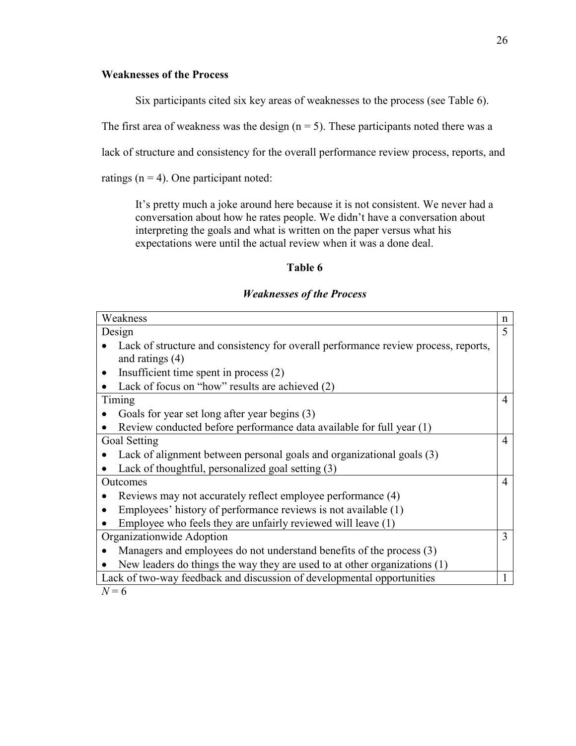**Weaknesses of the Process**

Six participants cited six key areas of weaknesses to the process (see Table 6). The first area of weakness was the design (n = 5). These participants noted there was a lack of structure and consistency for the overall performance review process, reports, and ratings (n = 4). One participant noted:

> It's pretty much a joke around here because it is not consistent. We never had a conversation about how he rates people. We didn't have a conversation about interpreting the goals and what is written on the paper versus what his expectations were until the actual review when it was a done deal.

**Table 6**

***Weaknesses of the Process***

| Weakness | n |
|---|---|
| Design<br>• Lack of structure and consistency for overall performance review process, reports, and ratings (4)<br>• Insufficient time spent in process (2)<br>• Lack of focus on "how" results are achieved (2) | 5 |
| Timing<br>• Goals for year set long after year begins (3)<br>• Review conducted before performance data available for full year (1) | 4 |
| Goal Setting<br>• Lack of alignment between personal goals and organizational goals (3)<br>• Lack of thoughtful, personalized goal setting (3) | 4 |
| Outcomes<br>• Reviews may not accurately reflect employee performance (4)<br>• Employees' history of performance reviews is not available (1)<br>• Employee who feels they are unfairly reviewed will leave (1) | 4 |
| Organizationwide Adoption<br>• Managers and employees do not understand benefits of the process (3)<br>• New leaders do things the way they are used to at other organizations (1) | 3 |
| Lack of two-way feedback and discussion of developmental opportunities | 1 |

*N* = 6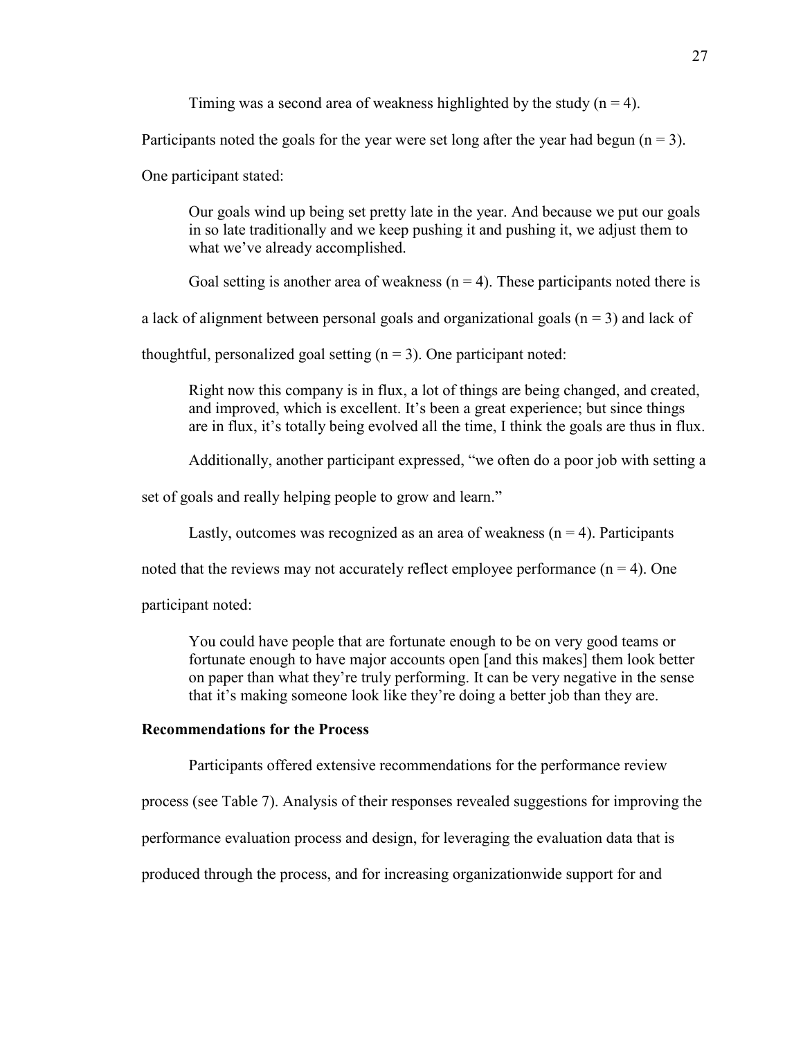Timing was a second area of weakness highlighted by the study ($n = 4$). Participants noted the goals for the year were set long after the year had begun ($n = 3$). One participant stated:

> Our goals wind up being set pretty late in the year. And because we put our goals in so late traditionally and we keep pushing it and pushing it, we adjust them to what we've already accomplished.

Goal setting is another area of weakness ($n = 4$). These participants noted there is a lack of alignment between personal goals and organizational goals ($n = 3$) and lack of thoughtful, personalized goal setting ($n = 3$). One participant noted:

> Right now this company is in flux, a lot of things are being changed, and created, and improved, which is excellent. It's been a great experience; but since things are in flux, it's totally being evolved all the time, I think the goals are thus in flux.

Additionally, another participant expressed, "we often do a poor job with setting a set of goals and really helping people to grow and learn."

Lastly, outcomes was recognized as an area of weakness ($n = 4$). Participants noted that the reviews may not accurately reflect employee performance ($n = 4$). One participant noted:

> You could have people that are fortunate enough to be on very good teams or fortunate enough to have major accounts open [and this makes] them look better on paper than what they're truly performing. It can be very negative in the sense that it's making someone look like they're doing a better job than they are.

**Recommendations for the Process**

Participants offered extensive recommendations for the performance review process (see Table 7). Analysis of their responses revealed suggestions for improving the performance evaluation process and design, for leveraging the evaluation data that is produced through the process, and for increasing organizationwide support for and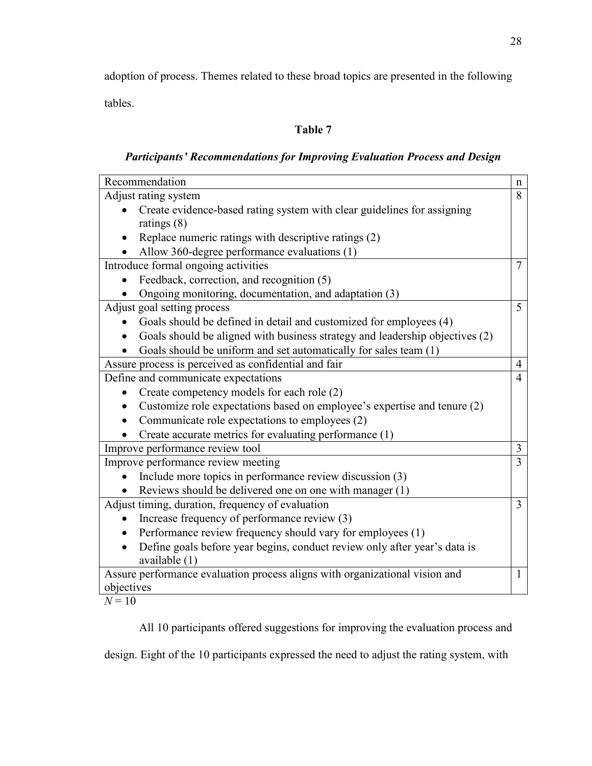adoption of process. Themes related to these broad topics are presented in the following tables.

**Table 7**

***Participants' Recommendations for Improving Evaluation Process and Design***

| Recommendation | n |
|---|---|
| Adjust rating system<br>• Create evidence-based rating system with clear guidelines for assigning ratings (8)<br>• Replace numeric ratings with descriptive ratings (2)<br>• Allow 360-degree performance evaluations (1) | 8 |
| Introduce formal ongoing activities<br>• Feedback, correction, and recognition (5)<br>• Ongoing monitoring, documentation, and adaptation (3) | 7 |
| Adjust goal setting process<br>• Goals should be defined in detail and customized for employees (4)<br>• Goals should be aligned with business strategy and leadership objectives (2)<br>• Goals should be uniform and set automatically for sales team (1) | 5 |
| Assure process is perceived as confidential and fair | 4 |
| Define and communicate expectations<br>• Create competency models for each role (2)<br>• Customize role expectations based on employee's expertise and tenure (2)<br>• Communicate role expectations to employees (2)<br>• Create accurate metrics for evaluating performance (1) | 4 |
| Improve performance review tool | 3 |
| Improve performance review meeting<br>• Include more topics in performance review discussion (3)<br>• Reviews should be delivered one on one with manager (1) | 3 |
| Adjust timing, duration, frequency of evaluation<br>• Increase frequency of performance review (3)<br>• Performance review frequency should vary for employees (1)<br>• Define goals before year begins, conduct review only after year's data is available (1) | 3 |
| Assure performance evaluation process aligns with organizational vision and objectives | 1 |

*N* = 10

All 10 participants offered suggestions for improving the evaluation process and design. Eight of the 10 participants expressed the need to adjust the rating system, with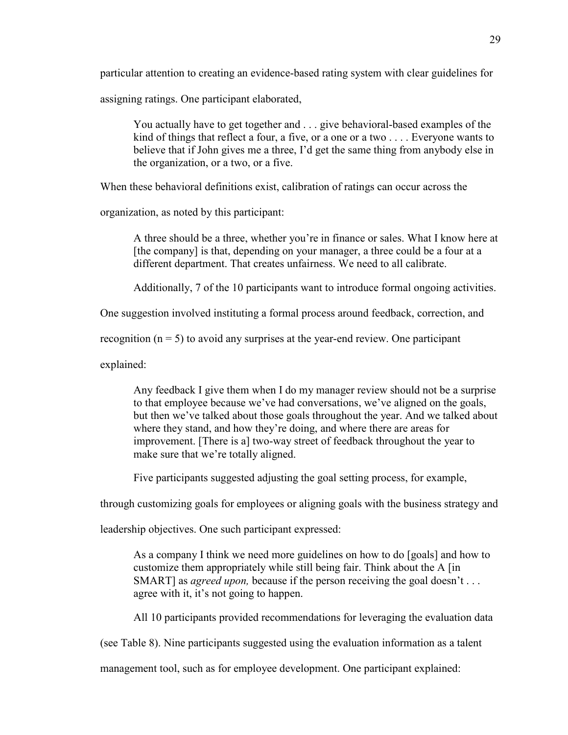particular attention to creating an evidence-based rating system with clear guidelines for assigning ratings. One participant elaborated,

> You actually have to get together and . . . give behavioral-based examples of the kind of things that reflect a four, a five, or a one or a two . . . . Everyone wants to believe that if John gives me a three, I'd get the same thing from anybody else in the organization, or a two, or a five.

When these behavioral definitions exist, calibration of ratings can occur across the organization, as noted by this participant:

> A three should be a three, whether you're in finance or sales. What I know here at [the company] is that, depending on your manager, a three could be a four at a different department. That creates unfairness. We need to all calibrate.

Additionally, 7 of the 10 participants want to introduce formal ongoing activities. One suggestion involved instituting a formal process around feedback, correction, and recognition (n = 5) to avoid any surprises at the year-end review. One participant explained:

> Any feedback I give them when I do my manager review should not be a surprise to that employee because we've had conversations, we've aligned on the goals, but then we've talked about those goals throughout the year. And we talked about where they stand, and how they're doing, and where there are areas for improvement. [There is a] two-way street of feedback throughout the year to make sure that we're totally aligned.

Five participants suggested adjusting the goal setting process, for example, through customizing goals for employees or aligning goals with the business strategy and leadership objectives. One such participant expressed:

> As a company I think we need more guidelines on how to do [goals] and how to customize them appropriately while still being fair. Think about the A [in SMART] as *agreed upon,* because if the person receiving the goal doesn't . . . agree with it, it's not going to happen.

All 10 participants provided recommendations for leveraging the evaluation data (see Table 8). Nine participants suggested using the evaluation information as a talent management tool, such as for employee development. One participant explained: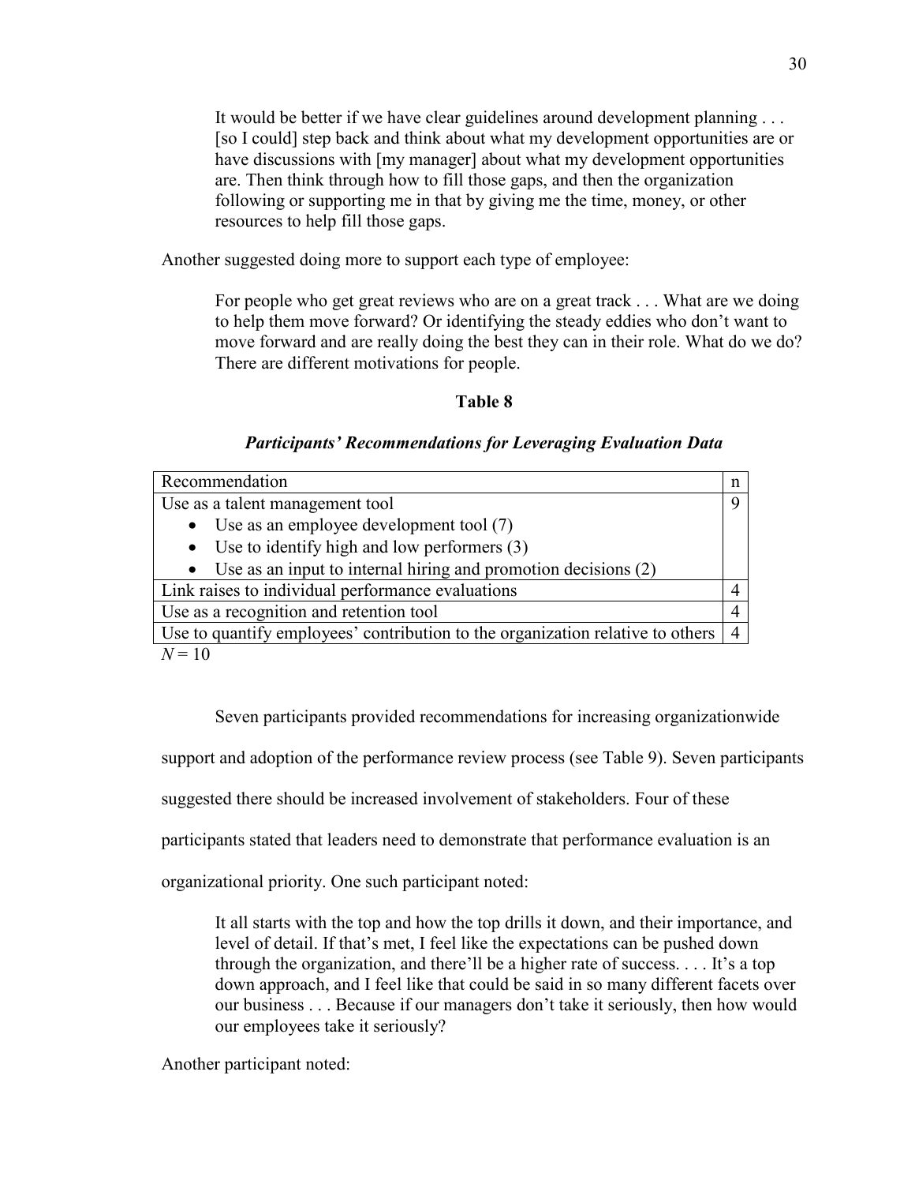> It would be better if we have clear guidelines around development planning . . . [so I could] step back and think about what my development opportunities are or have discussions with [my manager] about what my development opportunities are. Then think through how to fill those gaps, and then the organization following or supporting me in that by giving me the time, money, or other resources to help fill those gaps.

Another suggested doing more to support each type of employee:

> For people who get great reviews who are on a great track . . . What are we doing to help them move forward? Or identifying the steady eddies who don't want to move forward and are really doing the best they can in their role. What do we do? There are different motivations for people.

**Table 8**

***Participants' Recommendations for Leveraging Evaluation Data***

| Recommendation | n |
|---|---|
| Use as a talent management tool<br>• Use as an employee development tool (7)<br>• Use to identify high and low performers (3)<br>• Use as an input to internal hiring and promotion decisions (2) | 9 |
| Link raises to individual performance evaluations | 4 |
| Use as a recognition and retention tool | 4 |
| Use to quantify employees' contribution to the organization relative to others | 4 |

*N* = 10

Seven participants provided recommendations for increasing organizationwide support and adoption of the performance review process (see Table 9). Seven participants suggested there should be increased involvement of stakeholders. Four of these participants stated that leaders need to demonstrate that performance evaluation is an organizational priority. One such participant noted:

> It all starts with the top and how the top drills it down, and their importance, and level of detail. If that's met, I feel like the expectations can be pushed down through the organization, and there'll be a higher rate of success. . . . It's a top down approach, and I feel like that could be said in so many different facets over our business . . . Because if our managers don't take it seriously, then how would our employees take it seriously?

Another participant noted: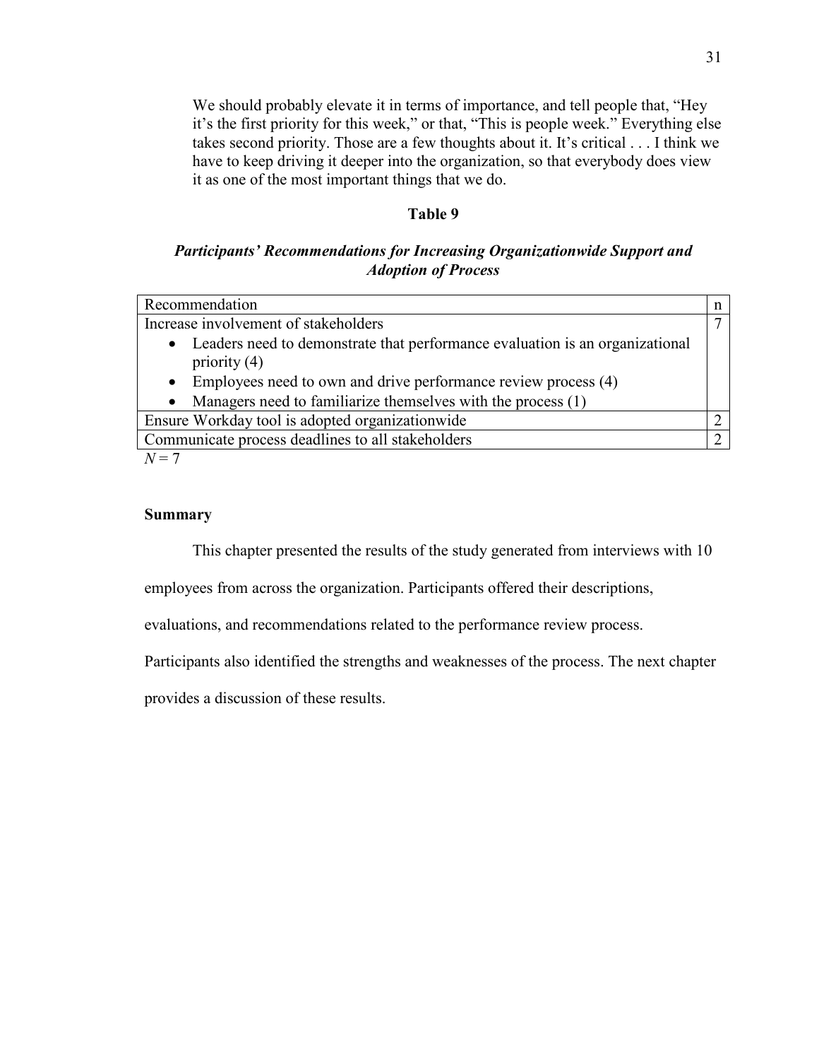> We should probably elevate it in terms of importance, and tell people that, "Hey it's the first priority for this week," or that, "This is people week." Everything else takes second priority. Those are a few thoughts about it. It's critical . . . I think we have to keep driving it deeper into the organization, so that everybody does view it as one of the most important things that we do.

**Table 9**

***Participants' Recommendations for Increasing Organizationwide Support and Adoption of Process***

| Recommendation | n |
|---|---|
| Increase involvement of stakeholders<br>• Leaders need to demonstrate that performance evaluation is an organizational priority (4)<br>• Employees need to own and drive performance review process (4)<br>• Managers need to familiarize themselves with the process (1) | 7 |
| Ensure Workday tool is adopted organizationwide | 2 |
| Communicate process deadlines to all stakeholders | 2 |

*N* = 7

## Summary

This chapter presented the results of the study generated from interviews with 10 employees from across the organization. Participants offered their descriptions, evaluations, and recommendations related to the performance review process. Participants also identified the strengths and weaknesses of the process. The next chapter provides a discussion of these results.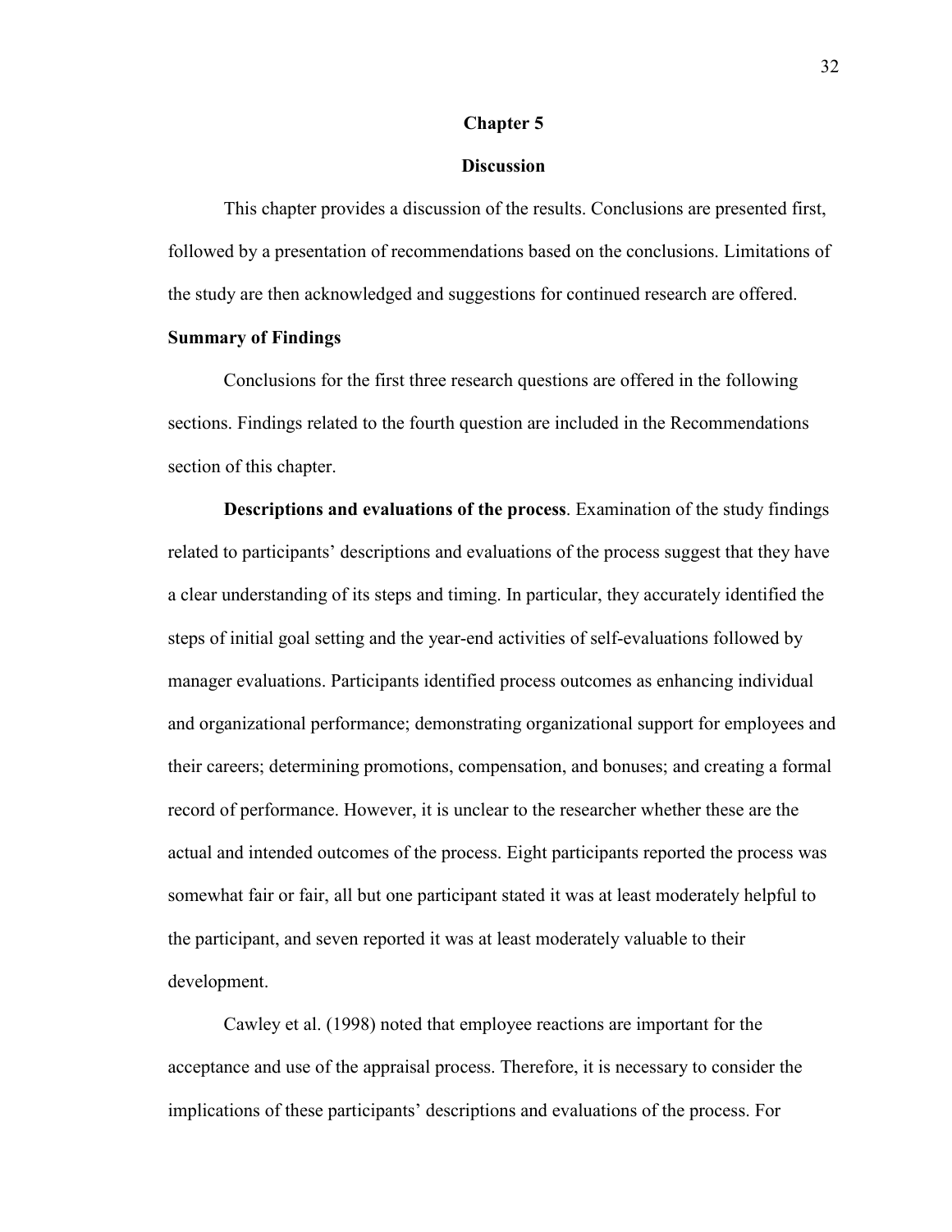# Chapter 5

# Discussion

This chapter provides a discussion of the results. Conclusions are presented first, followed by a presentation of recommendations based on the conclusions. Limitations of the study are then acknowledged and suggestions for continued research are offered.

## Summary of Findings

Conclusions for the first three research questions are offered in the following sections. Findings related to the fourth question are included in the Recommendations section of this chapter.

**Descriptions and evaluations of the process**. Examination of the study findings related to participants' descriptions and evaluations of the process suggest that they have a clear understanding of its steps and timing. In particular, they accurately identified the steps of initial goal setting and the year-end activities of self-evaluations followed by manager evaluations. Participants identified process outcomes as enhancing individual and organizational performance; demonstrating organizational support for employees and their careers; determining promotions, compensation, and bonuses; and creating a formal record of performance. However, it is unclear to the researcher whether these are the actual and intended outcomes of the process. Eight participants reported the process was somewhat fair or fair, all but one participant stated it was at least moderately helpful to the participant, and seven reported it was at least moderately valuable to their development.

Cawley et al. (1998) noted that employee reactions are important for the acceptance and use of the appraisal process. Therefore, it is necessary to consider the implications of these participants' descriptions and evaluations of the process. For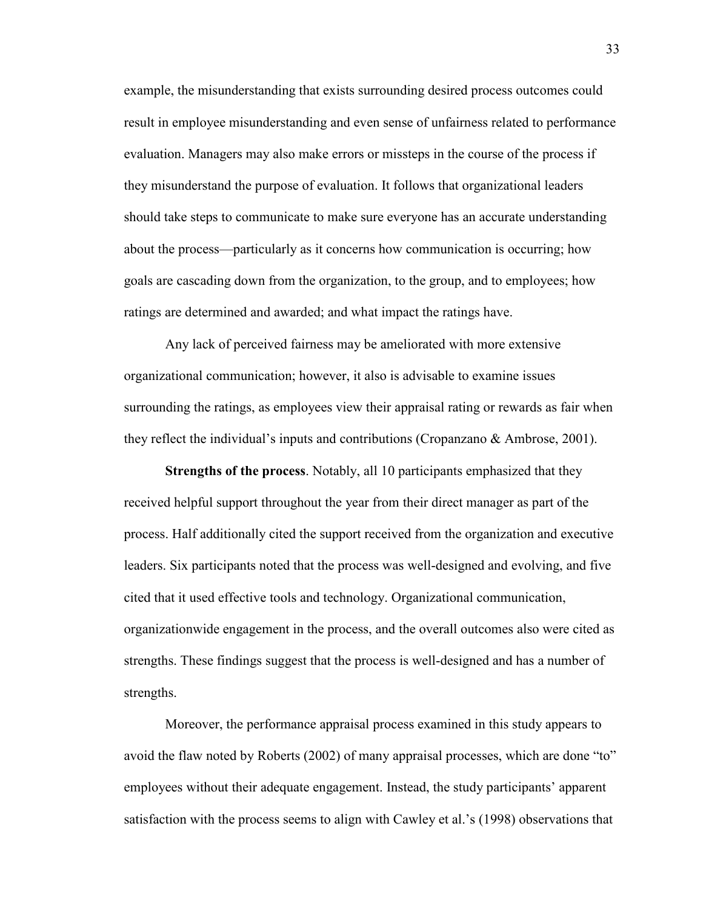example, the misunderstanding that exists surrounding desired process outcomes could result in employee misunderstanding and even sense of unfairness related to performance evaluation. Managers may also make errors or missteps in the course of the process if they misunderstand the purpose of evaluation. It follows that organizational leaders should take steps to communicate to make sure everyone has an accurate understanding about the process—particularly as it concerns how communication is occurring; how goals are cascading down from the organization, to the group, and to employees; how ratings are determined and awarded; and what impact the ratings have.

Any lack of perceived fairness may be ameliorated with more extensive organizational communication; however, it also is advisable to examine issues surrounding the ratings, as employees view their appraisal rating or rewards as fair when they reflect the individual's inputs and contributions (Cropanzano & Ambrose, 2001).

**Strengths of the process**. Notably, all 10 participants emphasized that they received helpful support throughout the year from their direct manager as part of the process. Half additionally cited the support received from the organization and executive leaders. Six participants noted that the process was well-designed and evolving, and five cited that it used effective tools and technology. Organizational communication, organizationwide engagement in the process, and the overall outcomes also were cited as strengths. These findings suggest that the process is well-designed and has a number of strengths.

Moreover, the performance appraisal process examined in this study appears to avoid the flaw noted by Roberts (2002) of many appraisal processes, which are done "to" employees without their adequate engagement. Instead, the study participants' apparent satisfaction with the process seems to align with Cawley et al.'s (1998) observations that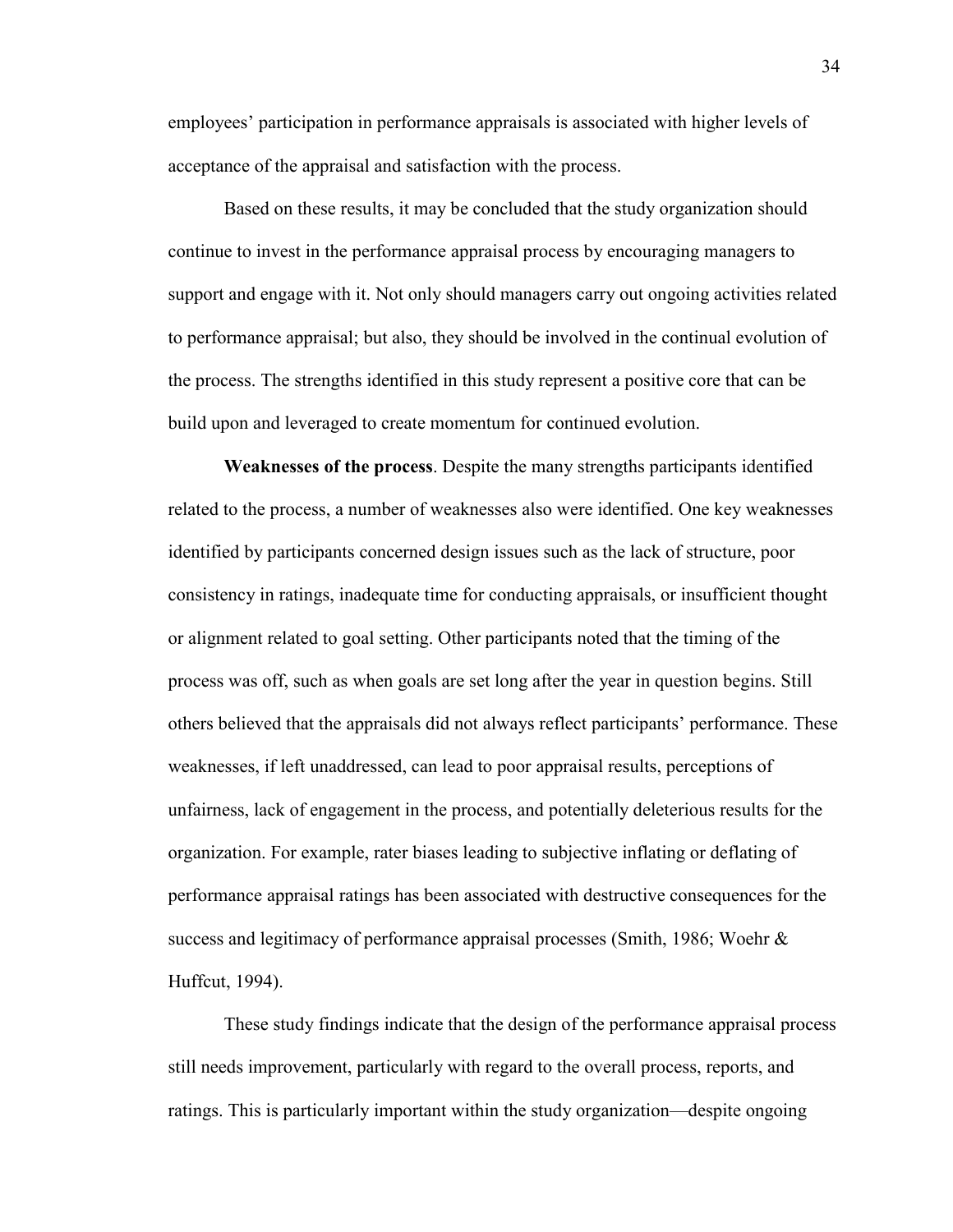employees' participation in performance appraisals is associated with higher levels of acceptance of the appraisal and satisfaction with the process.

Based on these results, it may be concluded that the study organization should continue to invest in the performance appraisal process by encouraging managers to support and engage with it. Not only should managers carry out ongoing activities related to performance appraisal; but also, they should be involved in the continual evolution of the process. The strengths identified in this study represent a positive core that can be build upon and leveraged to create momentum for continued evolution.

**Weaknesses of the process**. Despite the many strengths participants identified related to the process, a number of weaknesses also were identified. One key weaknesses identified by participants concerned design issues such as the lack of structure, poor consistency in ratings, inadequate time for conducting appraisals, or insufficient thought or alignment related to goal setting. Other participants noted that the timing of the process was off, such as when goals are set long after the year in question begins. Still others believed that the appraisals did not always reflect participants' performance. These weaknesses, if left unaddressed, can lead to poor appraisal results, perceptions of unfairness, lack of engagement in the process, and potentially deleterious results for the organization. For example, rater biases leading to subjective inflating or deflating of performance appraisal ratings has been associated with destructive consequences for the success and legitimacy of performance appraisal processes (Smith, 1986; Woehr & Huffcut, 1994).

These study findings indicate that the design of the performance appraisal process still needs improvement, particularly with regard to the overall process, reports, and ratings. This is particularly important within the study organization—despite ongoing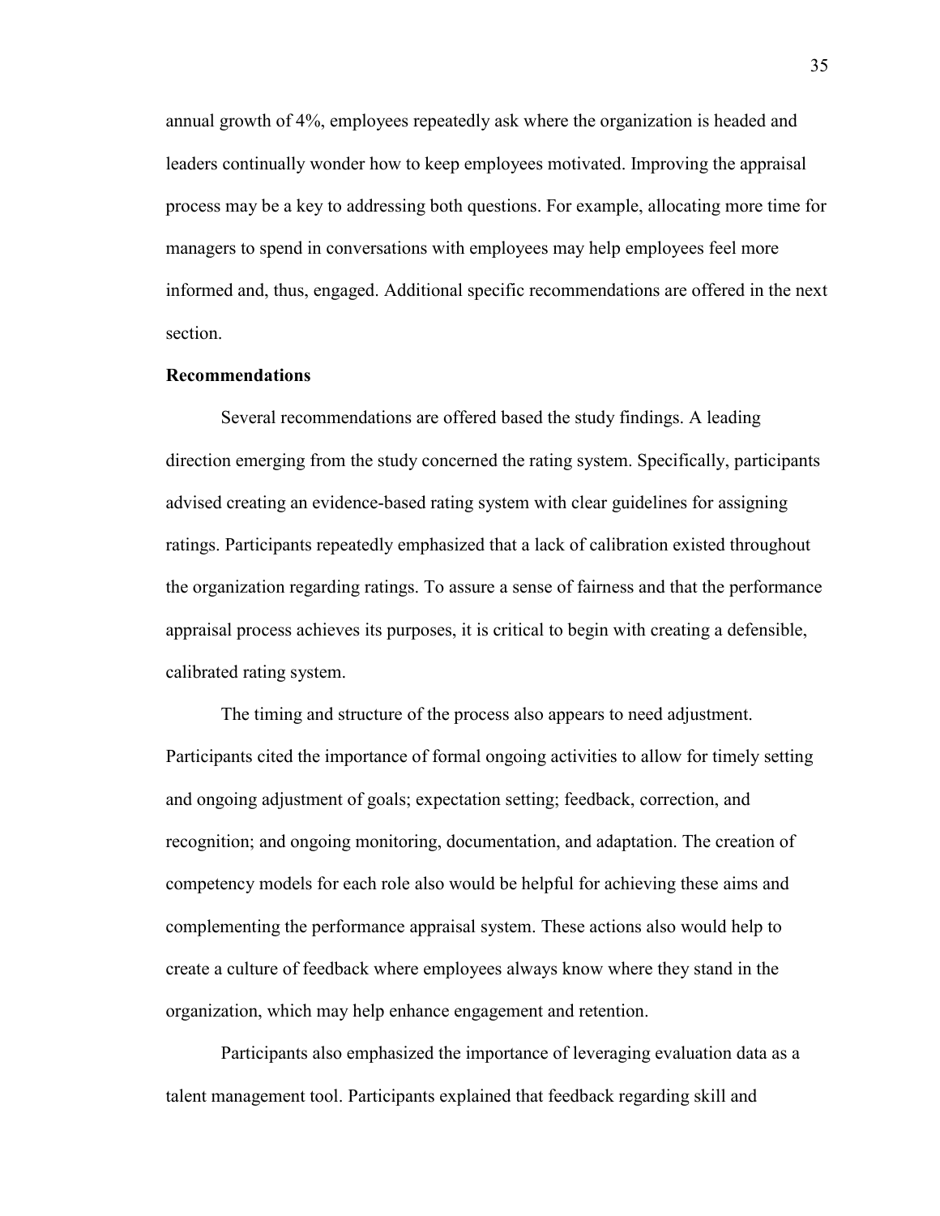annual growth of 4%, employees repeatedly ask where the organization is headed and leaders continually wonder how to keep employees motivated. Improving the appraisal process may be a key to addressing both questions. For example, allocating more time for managers to spend in conversations with employees may help employees feel more informed and, thus, engaged. Additional specific recommendations are offered in the next section.

## Recommendations

Several recommendations are offered based the study findings. A leading direction emerging from the study concerned the rating system. Specifically, participants advised creating an evidence-based rating system with clear guidelines for assigning ratings. Participants repeatedly emphasized that a lack of calibration existed throughout the organization regarding ratings. To assure a sense of fairness and that the performance appraisal process achieves its purposes, it is critical to begin with creating a defensible, calibrated rating system.

The timing and structure of the process also appears to need adjustment. Participants cited the importance of formal ongoing activities to allow for timely setting and ongoing adjustment of goals; expectation setting; feedback, correction, and recognition; and ongoing monitoring, documentation, and adaptation. The creation of competency models for each role also would be helpful for achieving these aims and complementing the performance appraisal system. These actions also would help to create a culture of feedback where employees always know where they stand in the organization, which may help enhance engagement and retention.

Participants also emphasized the importance of leveraging evaluation data as a talent management tool. Participants explained that feedback regarding skill and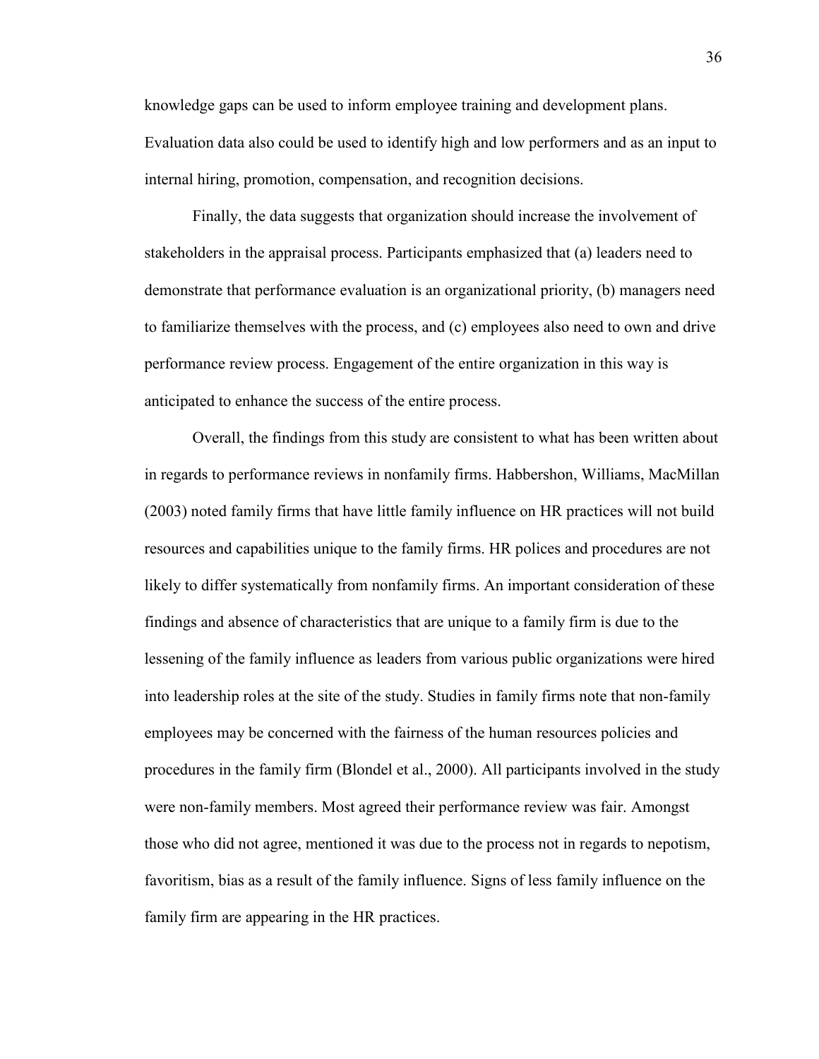knowledge gaps can be used to inform employee training and development plans. Evaluation data also could be used to identify high and low performers and as an input to internal hiring, promotion, compensation, and recognition decisions.

Finally, the data suggests that organization should increase the involvement of stakeholders in the appraisal process. Participants emphasized that (a) leaders need to demonstrate that performance evaluation is an organizational priority, (b) managers need to familiarize themselves with the process, and (c) employees also need to own and drive performance review process. Engagement of the entire organization in this way is anticipated to enhance the success of the entire process.

Overall, the findings from this study are consistent to what has been written about in regards to performance reviews in nonfamily firms. Habbershon, Williams, MacMillan (2003) noted family firms that have little family influence on HR practices will not build resources and capabilities unique to the family firms. HR polices and procedures are not likely to differ systematically from nonfamily firms. An important consideration of these findings and absence of characteristics that are unique to a family firm is due to the lessening of the family influence as leaders from various public organizations were hired into leadership roles at the site of the study. Studies in family firms note that non-family employees may be concerned with the fairness of the human resources policies and procedures in the family firm (Blondel et al., 2000). All participants involved in the study were non-family members. Most agreed their performance review was fair. Amongst those who did not agree, mentioned it was due to the process not in regards to nepotism, favoritism, bias as a result of the family influence. Signs of less family influence on the family firm are appearing in the HR practices.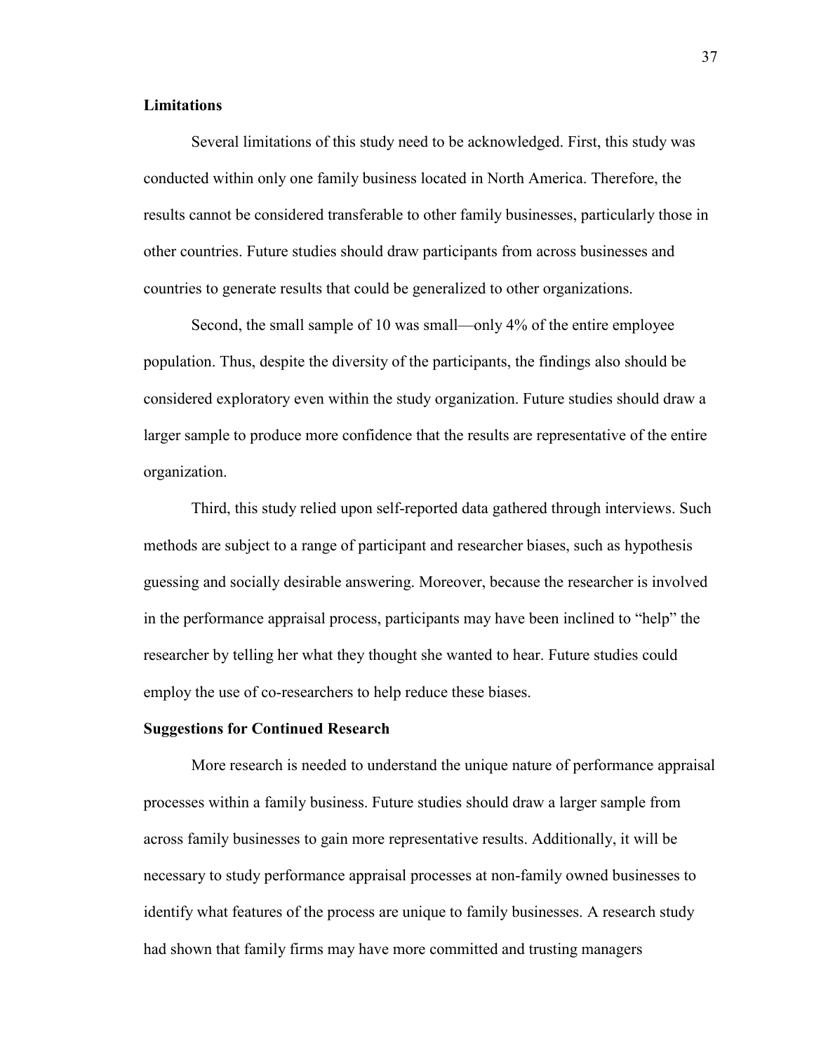**Limitations**

Several limitations of this study need to be acknowledged. First, this study was conducted within only one family business located in North America. Therefore, the results cannot be considered transferable to other family businesses, particularly those in other countries. Future studies should draw participants from across businesses and countries to generate results that could be generalized to other organizations.

Second, the small sample of 10 was small—only 4% of the entire employee population. Thus, despite the diversity of the participants, the findings also should be considered exploratory even within the study organization. Future studies should draw a larger sample to produce more confidence that the results are representative of the entire organization.

Third, this study relied upon self-reported data gathered through interviews. Such methods are subject to a range of participant and researcher biases, such as hypothesis guessing and socially desirable answering. Moreover, because the researcher is involved in the performance appraisal process, participants may have been inclined to "help" the researcher by telling her what they thought she wanted to hear. Future studies could employ the use of co-researchers to help reduce these biases.

**Suggestions for Continued Research**

More research is needed to understand the unique nature of performance appraisal processes within a family business. Future studies should draw a larger sample from across family businesses to gain more representative results. Additionally, it will be necessary to study performance appraisal processes at non-family owned businesses to identify what features of the process are unique to family businesses. A research study had shown that family firms may have more committed and trusting managers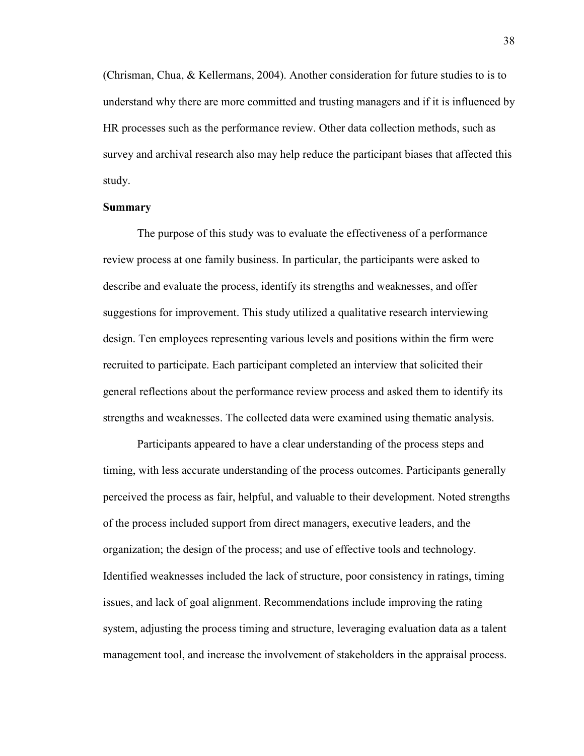(Chrisman, Chua, & Kellermans, 2004). Another consideration for future studies to is to understand why there are more committed and trusting managers and if it is influenced by HR processes such as the performance review. Other data collection methods, such as survey and archival research also may help reduce the participant biases that affected this study.

**Summary**

The purpose of this study was to evaluate the effectiveness of a performance review process at one family business. In particular, the participants were asked to describe and evaluate the process, identify its strengths and weaknesses, and offer suggestions for improvement. This study utilized a qualitative research interviewing design. Ten employees representing various levels and positions within the firm were recruited to participate. Each participant completed an interview that solicited their general reflections about the performance review process and asked them to identify its strengths and weaknesses. The collected data were examined using thematic analysis.

Participants appeared to have a clear understanding of the process steps and timing, with less accurate understanding of the process outcomes. Participants generally perceived the process as fair, helpful, and valuable to their development. Noted strengths of the process included support from direct managers, executive leaders, and the organization; the design of the process; and use of effective tools and technology. Identified weaknesses included the lack of structure, poor consistency in ratings, timing issues, and lack of goal alignment. Recommendations include improving the rating system, adjusting the process timing and structure, leveraging evaluation data as a talent management tool, and increase the involvement of stakeholders in the appraisal process.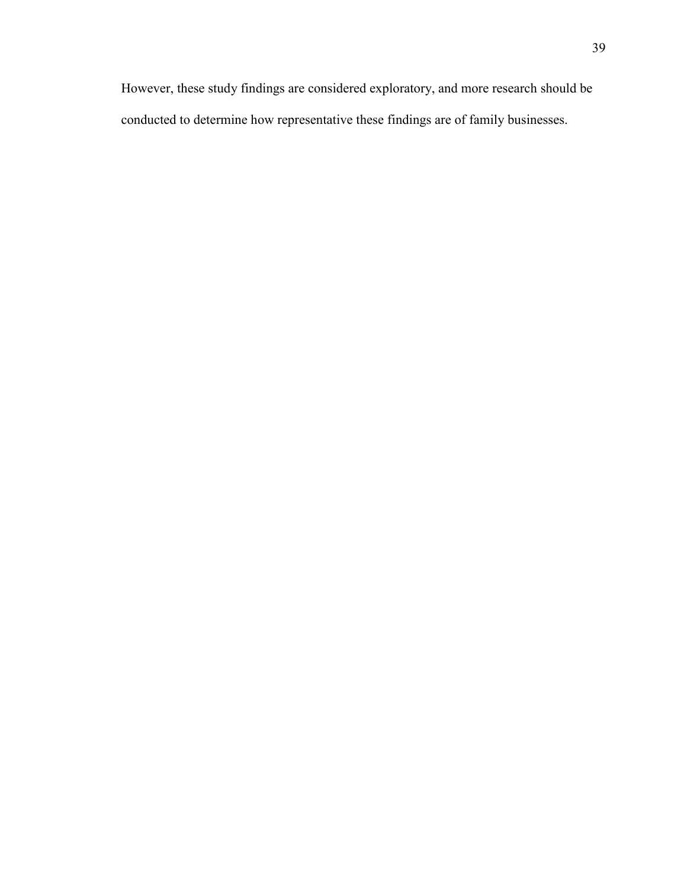However, these study findings are considered exploratory, and more research should be conducted to determine how representative these findings are of family businesses.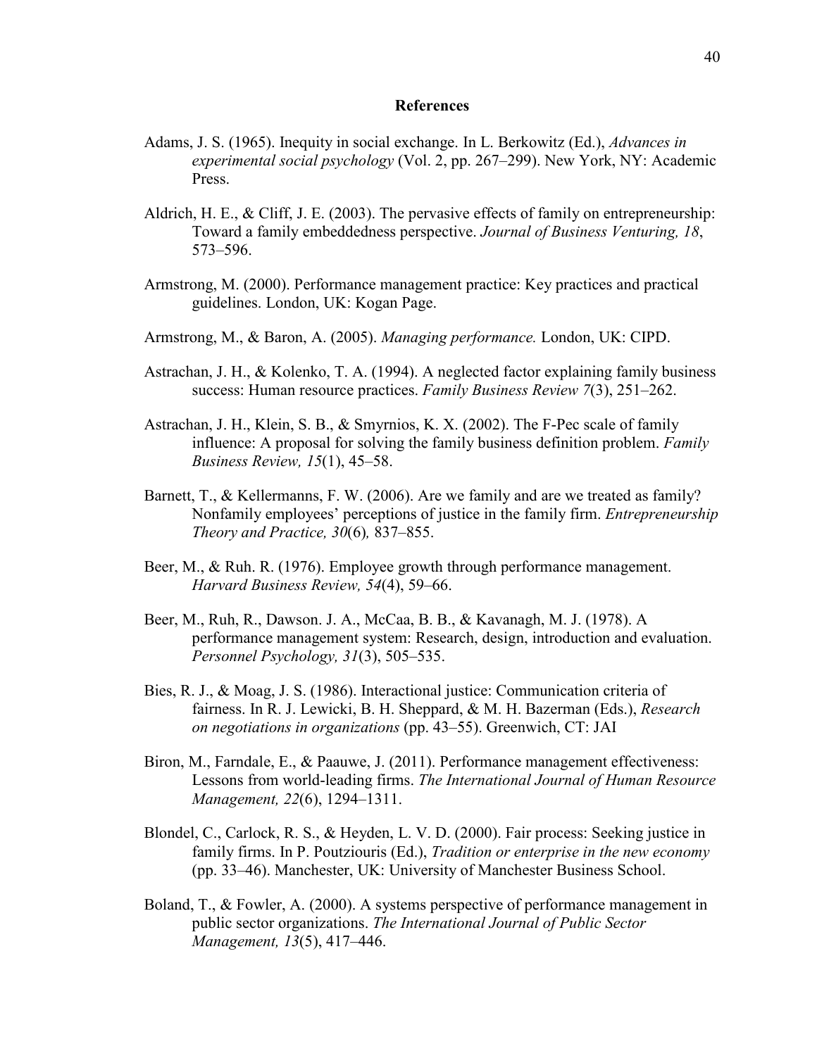## References

Adams, J. S. (1965). Inequity in social exchange. In L. Berkowitz (Ed.), *Advances in experimental social psychology* (Vol. 2, pp. 267–299). New York, NY: Academic Press.

Aldrich, H. E., & Cliff, J. E. (2003). The pervasive effects of family on entrepreneurship: Toward a family embeddedness perspective. *Journal of Business Venturing, 18*, 573–596.

Armstrong, M. (2000). Performance management practice: Key practices and practical guidelines. London, UK: Kogan Page.

Armstrong, M., & Baron, A. (2005). *Managing performance.* London, UK: CIPD.

Astrachan, J. H., & Kolenko, T. A. (1994). A neglected factor explaining family business success: Human resource practices. *Family Business Review 7*(3), 251–262.

Astrachan, J. H., Klein, S. B., & Smyrnios, K. X. (2002). The F-Pec scale of family influence: A proposal for solving the family business definition problem. *Family Business Review, 15*(1), 45–58.

Barnett, T., & Kellermanns, F. W. (2006). Are we family and are we treated as family? Nonfamily employees' perceptions of justice in the family firm. *Entrepreneurship Theory and Practice, 30*(6)*,* 837–855.

Beer, M., & Ruh. R. (1976). Employee growth through performance management. *Harvard Business Review, 54*(4), 59–66.

Beer, M., Ruh, R., Dawson. J. A., McCaa, B. B., & Kavanagh, M. J. (1978). A performance management system: Research, design, introduction and evaluation. *Personnel Psychology, 31*(3), 505–535.

Bies, R. J., & Moag, J. S. (1986). Interactional justice: Communication criteria of fairness. In R. J. Lewicki, B. H. Sheppard, & M. H. Bazerman (Eds.), *Research on negotiations in organizations* (pp. 43–55). Greenwich, CT: JAI

Biron, M., Farndale, E., & Paauwe, J. (2011). Performance management effectiveness: Lessons from world-leading firms. *The International Journal of Human Resource Management, 22*(6), 1294–1311.

Blondel, C., Carlock, R. S., & Heyden, L. V. D. (2000). Fair process: Seeking justice in family firms. In P. Poutziouris (Ed.), *Tradition or enterprise in the new economy* (pp. 33–46). Manchester, UK: University of Manchester Business School.

Boland, T., & Fowler, A. (2000). A systems perspective of performance management in public sector organizations. *The International Journal of Public Sector Management, 13*(5), 417–446.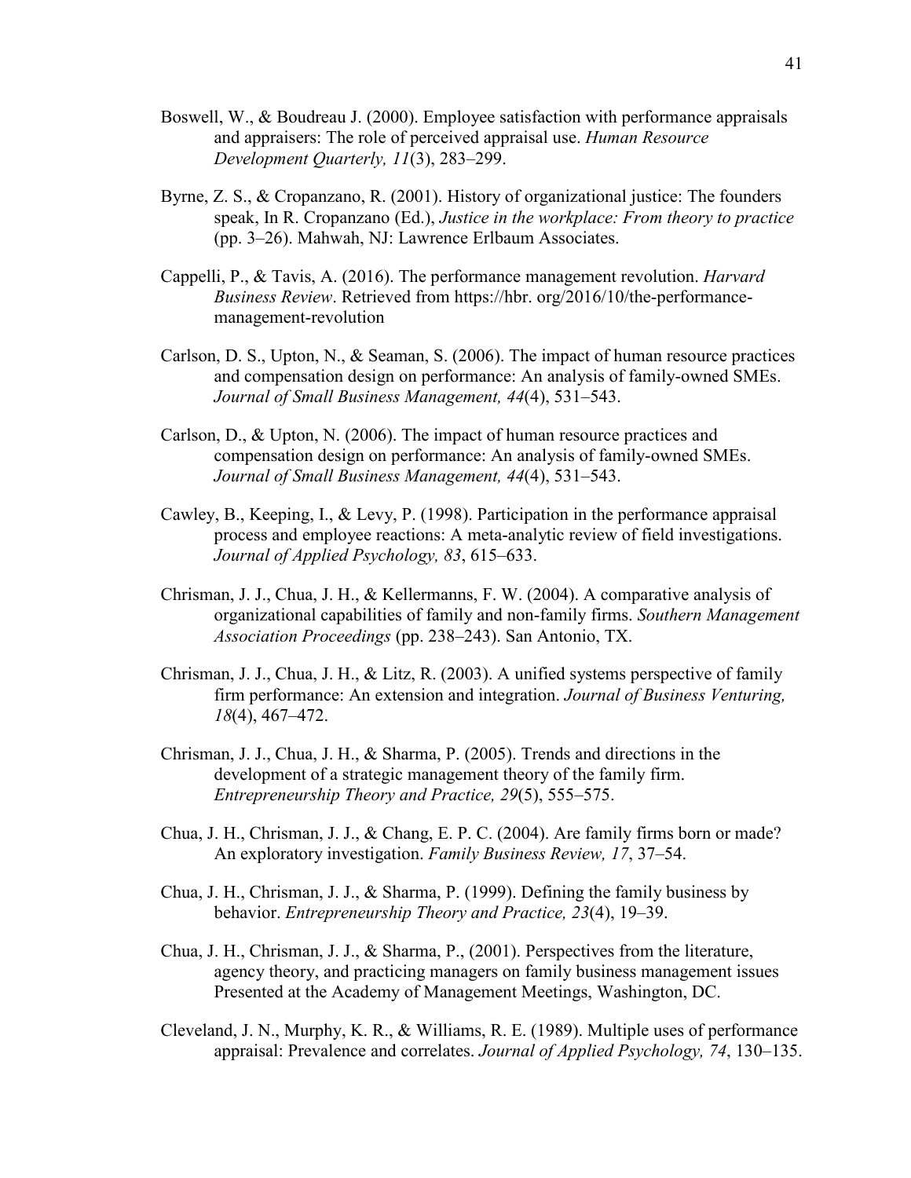Boswell, W., & Boudreau J. (2000). Employee satisfaction with performance appraisals and appraisers: The role of perceived appraisal use. *Human Resource Development Quarterly, 11*(3), 283–299.

Byrne, Z. S., & Cropanzano, R. (2001). History of organizational justice: The founders speak, In R. Cropanzano (Ed.), *Justice in the workplace: From theory to practice* (pp. 3–26). Mahwah, NJ: Lawrence Erlbaum Associates.

Cappelli, P., & Tavis, A. (2016). The performance management revolution. *Harvard Business Review*. Retrieved from https://hbr. org/2016/10/the-performance-management-revolution

Carlson, D. S., Upton, N., & Seaman, S. (2006). The impact of human resource practices and compensation design on performance: An analysis of family-owned SMEs. *Journal of Small Business Management, 44*(4), 531–543.

Carlson, D., & Upton, N. (2006). The impact of human resource practices and compensation design on performance: An analysis of family-owned SMEs. *Journal of Small Business Management, 44*(4), 531–543.

Cawley, B., Keeping, I., & Levy, P. (1998). Participation in the performance appraisal process and employee reactions: A meta-analytic review of field investigations. *Journal of Applied Psychology, 83*, 615–633.

Chrisman, J. J., Chua, J. H., & Kellermanns, F. W. (2004). A comparative analysis of organizational capabilities of family and non-family firms. *Southern Management Association Proceedings* (pp. 238–243). San Antonio, TX.

Chrisman, J. J., Chua, J. H., & Litz, R. (2003). A unified systems perspective of family firm performance: An extension and integration. *Journal of Business Venturing, 18*(4), 467–472.

Chrisman, J. J., Chua, J. H., & Sharma, P. (2005). Trends and directions in the development of a strategic management theory of the family firm. *Entrepreneurship Theory and Practice, 29*(5), 555–575.

Chua, J. H., Chrisman, J. J., & Chang, E. P. C. (2004). Are family firms born or made? An exploratory investigation. *Family Business Review, 17*, 37–54.

Chua, J. H., Chrisman, J. J., & Sharma, P. (1999). Defining the family business by behavior. *Entrepreneurship Theory and Practice, 23*(4), 19–39.

Chua, J. H., Chrisman, J. J., & Sharma, P., (2001). Perspectives from the literature, agency theory, and practicing managers on family business management issues Presented at the Academy of Management Meetings, Washington, DC.

Cleveland, J. N., Murphy, K. R., & Williams, R. E. (1989). Multiple uses of performance appraisal: Prevalence and correlates. *Journal of Applied Psychology, 74*, 130–135.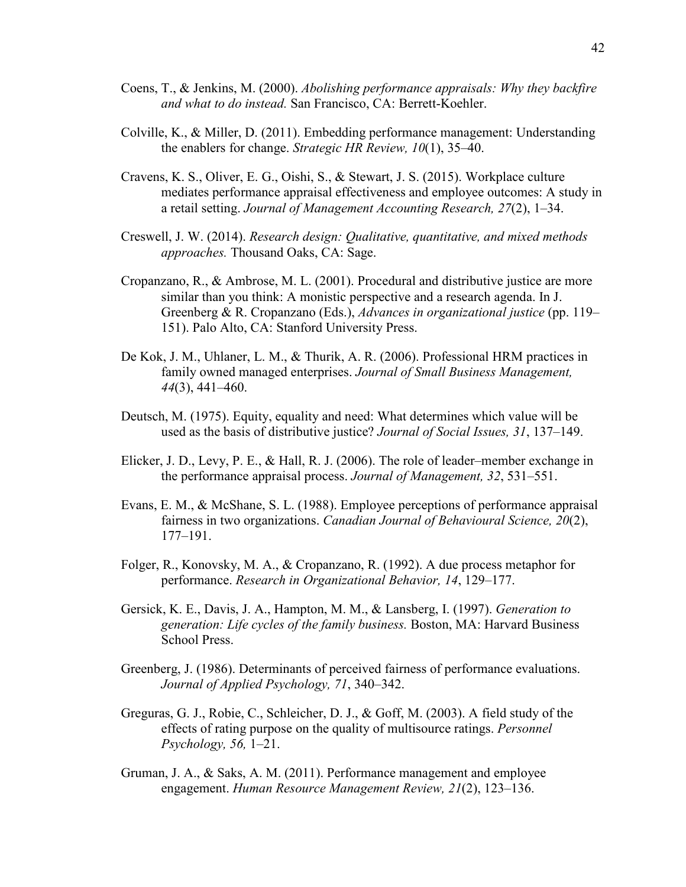Coens, T., & Jenkins, M. (2000). *Abolishing performance appraisals: Why they backfire and what to do instead.* San Francisco, CA: Berrett-Koehler.

Colville, K., & Miller, D. (2011). Embedding performance management: Understanding the enablers for change. *Strategic HR Review, 10*(1), 35–40.

Cravens, K. S., Oliver, E. G., Oishi, S., & Stewart, J. S. (2015). Workplace culture mediates performance appraisal effectiveness and employee outcomes: A study in a retail setting. *Journal of Management Accounting Research, 27*(2), 1–34.

Creswell, J. W. (2014). *Research design: Qualitative, quantitative, and mixed methods approaches.* Thousand Oaks, CA: Sage.

Cropanzano, R., & Ambrose, M. L. (2001). Procedural and distributive justice are more similar than you think: A monistic perspective and a research agenda. In J. Greenberg & R. Cropanzano (Eds.), *Advances in organizational justice* (pp. 119–151). Palo Alto, CA: Stanford University Press.

De Kok, J. M., Uhlaner, L. M., & Thurik, A. R. (2006). Professional HRM practices in family owned managed enterprises. *Journal of Small Business Management, 44*(3), 441–460.

Deutsch, M. (1975). Equity, equality and need: What determines which value will be used as the basis of distributive justice? *Journal of Social Issues, 31*, 137–149.

Elicker, J. D., Levy, P. E., & Hall, R. J. (2006). The role of leader–member exchange in the performance appraisal process. *Journal of Management, 32*, 531–551.

Evans, E. M., & McShane, S. L. (1988). Employee perceptions of performance appraisal fairness in two organizations. *Canadian Journal of Behavioural Science, 20*(2), 177–191.

Folger, R., Konovsky, M. A., & Cropanzano, R. (1992). A due process metaphor for performance. *Research in Organizational Behavior, 14*, 129–177.

Gersick, K. E., Davis, J. A., Hampton, M. M., & Lansberg, I. (1997). *Generation to generation: Life cycles of the family business.* Boston, MA: Harvard Business School Press.

Greenberg, J. (1986). Determinants of perceived fairness of performance evaluations. *Journal of Applied Psychology, 71*, 340–342.

Greguras, G. J., Robie, C., Schleicher, D. J., & Goff, M. (2003). A field study of the effects of rating purpose on the quality of multisource ratings. *Personnel Psychology, 56,* 1–21.

Gruman, J. A., & Saks, A. M. (2011). Performance management and employee engagement. *Human Resource Management Review, 21*(2), 123–136.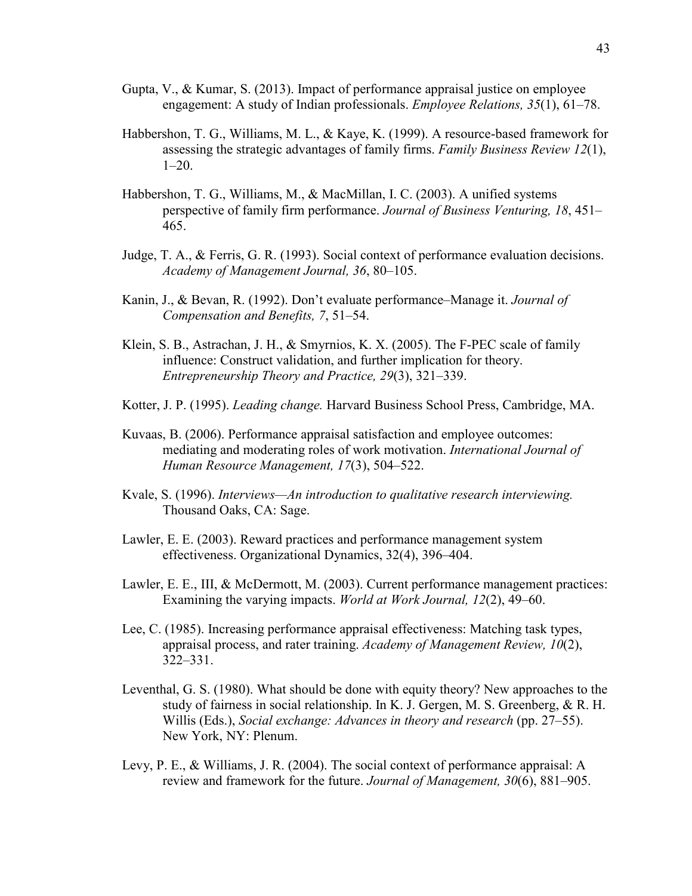Gupta, V., & Kumar, S. (2013). Impact of performance appraisal justice on employee engagement: A study of Indian professionals. *Employee Relations, 35*(1), 61–78.

Habbershon, T. G., Williams, M. L., & Kaye, K. (1999). A resource-based framework for assessing the strategic advantages of family firms. *Family Business Review 12*(1), 1–20.

Habbershon, T. G., Williams, M., & MacMillan, I. C. (2003). A unified systems perspective of family firm performance. *Journal of Business Venturing, 18*, 451–465.

Judge, T. A., & Ferris, G. R. (1993). Social context of performance evaluation decisions. *Academy of Management Journal, 36*, 80–105.

Kanin, J., & Bevan, R. (1992). Don't evaluate performance–Manage it. *Journal of Compensation and Benefits, 7*, 51–54.

Klein, S. B., Astrachan, J. H., & Smyrnios, K. X. (2005). The F-PEC scale of family influence: Construct validation, and further implication for theory. *Entrepreneurship Theory and Practice, 29*(3), 321–339.

Kotter, J. P. (1995). *Leading change.* Harvard Business School Press, Cambridge, MA.

Kuvaas, B. (2006). Performance appraisal satisfaction and employee outcomes: mediating and moderating roles of work motivation. *International Journal of Human Resource Management, 17*(3), 504–522.

Kvale, S. (1996). *Interviews—An introduction to qualitative research interviewing.* Thousand Oaks, CA: Sage.

Lawler, E. E. (2003). Reward practices and performance management system effectiveness. Organizational Dynamics, 32(4), 396–404.

Lawler, E. E., III, & McDermott, M. (2003). Current performance management practices: Examining the varying impacts. *World at Work Journal, 12*(2), 49–60.

Lee, C. (1985). Increasing performance appraisal effectiveness: Matching task types, appraisal process, and rater training. *Academy of Management Review, 10*(2), 322–331.

Leventhal, G. S. (1980). What should be done with equity theory? New approaches to the study of fairness in social relationship. In K. J. Gergen, M. S. Greenberg, & R. H. Willis (Eds.), *Social exchange: Advances in theory and research* (pp. 27–55). New York, NY: Plenum.

Levy, P. E., & Williams, J. R. (2004). The social context of performance appraisal: A review and framework for the future. *Journal of Management, 30*(6), 881–905.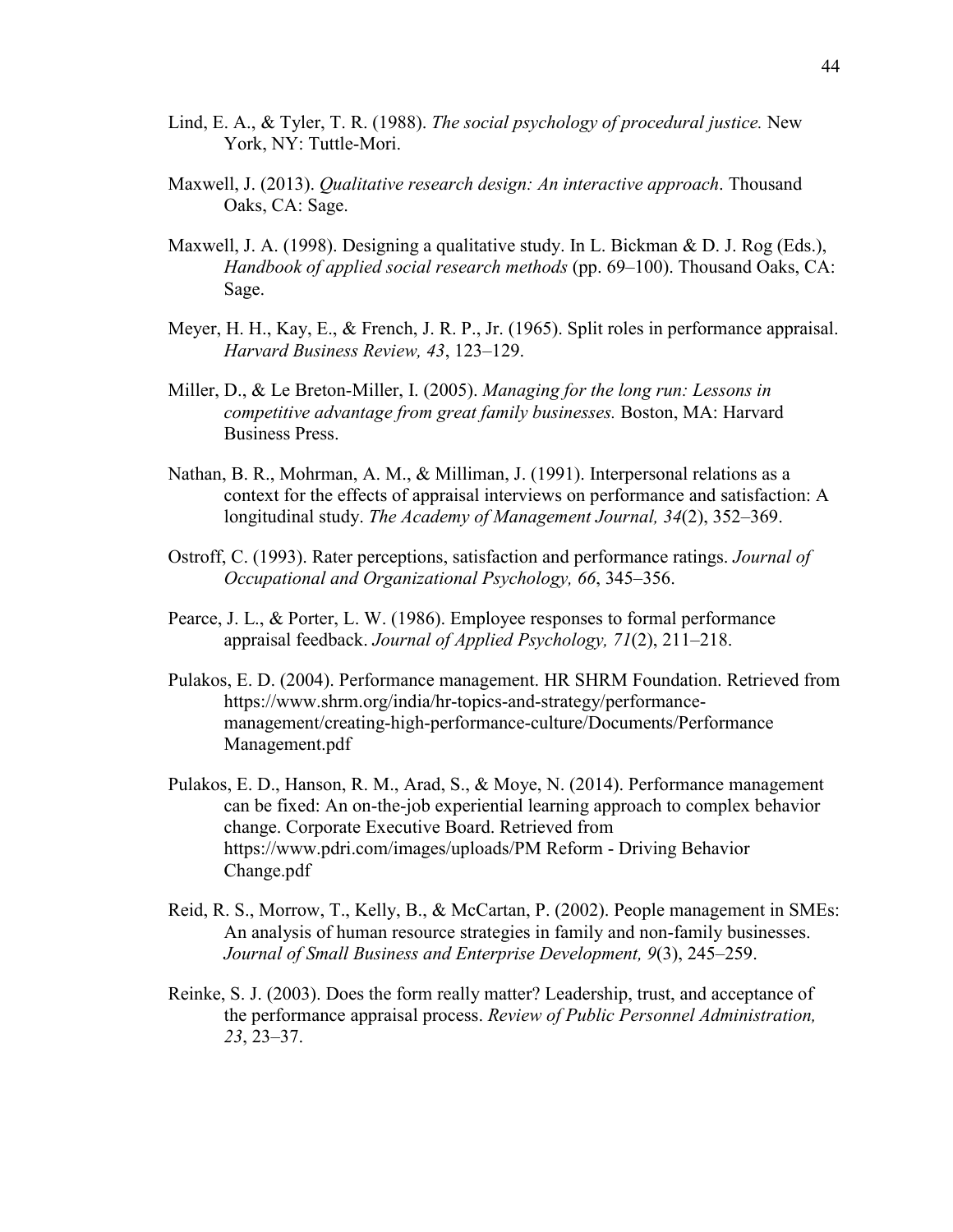Lind, E. A., & Tyler, T. R. (1988). *The social psychology of procedural justice.* New York, NY: Tuttle-Mori.

Maxwell, J. (2013). *Qualitative research design: An interactive approach*. Thousand Oaks, CA: Sage.

Maxwell, J. A. (1998). Designing a qualitative study. In L. Bickman & D. J. Rog (Eds.), *Handbook of applied social research methods* (pp. 69–100). Thousand Oaks, CA: Sage.

Meyer, H. H., Kay, E., & French, J. R. P., Jr. (1965). Split roles in performance appraisal. *Harvard Business Review, 43*, 123–129.

Miller, D., & Le Breton-Miller, I. (2005). *Managing for the long run: Lessons in competitive advantage from great family businesses.* Boston, MA: Harvard Business Press.

Nathan, B. R., Mohrman, A. M., & Milliman, J. (1991). Interpersonal relations as a context for the effects of appraisal interviews on performance and satisfaction: A longitudinal study. *The Academy of Management Journal, 34*(2), 352–369.

Ostroff, C. (1993). Rater perceptions, satisfaction and performance ratings. *Journal of Occupational and Organizational Psychology, 66*, 345–356.

Pearce, J. L., & Porter, L. W. (1986). Employee responses to formal performance appraisal feedback. *Journal of Applied Psychology, 71*(2), 211–218.

Pulakos, E. D. (2004). Performance management. HR SHRM Foundation. Retrieved from https://www.shrm.org/india/hr-topics-and-strategy/performance-management/creating-high-performance-culture/Documents/Performance Management.pdf

Pulakos, E. D., Hanson, R. M., Arad, S., & Moye, N. (2014). Performance management can be fixed: An on-the-job experiential learning approach to complex behavior change. Corporate Executive Board. Retrieved from https://www.pdri.com/images/uploads/PM Reform - Driving Behavior Change.pdf

Reid, R. S., Morrow, T., Kelly, B., & McCartan, P. (2002). People management in SMEs: An analysis of human resource strategies in family and non-family businesses. *Journal of Small Business and Enterprise Development, 9*(3), 245–259.

Reinke, S. J. (2003). Does the form really matter? Leadership, trust, and acceptance of the performance appraisal process. *Review of Public Personnel Administration, 23*, 23–37.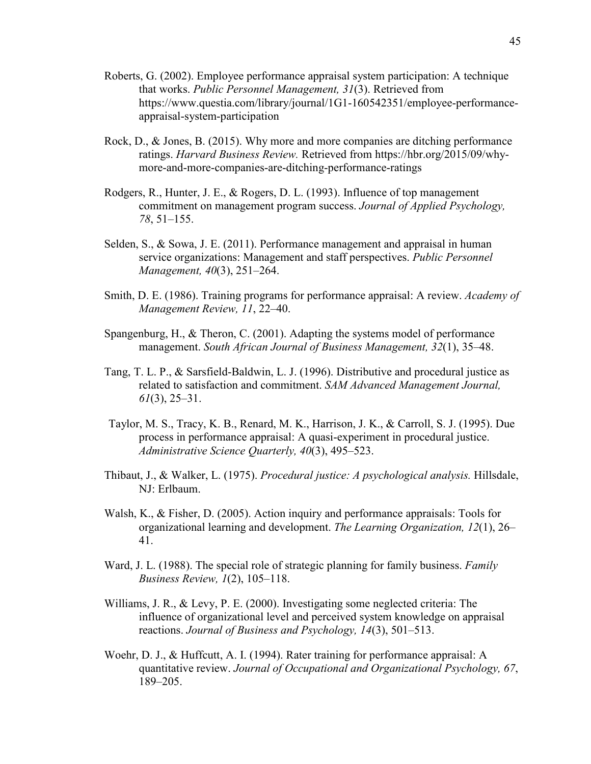Roberts, G. (2002). Employee performance appraisal system participation: A technique that works. *Public Personnel Management, 31*(3). Retrieved from https://www.questia.com/library/journal/1G1-160542351/employee-performance-appraisal-system-participation

Rock, D., & Jones, B. (2015). Why more and more companies are ditching performance ratings. *Harvard Business Review.* Retrieved from https://hbr.org/2015/09/why-more-and-more-companies-are-ditching-performance-ratings

Rodgers, R., Hunter, J. E., & Rogers, D. L. (1993). Influence of top management commitment on management program success. *Journal of Applied Psychology, 78*, 51–155.

Selden, S., & Sowa, J. E. (2011). Performance management and appraisal in human service organizations: Management and staff perspectives. *Public Personnel Management, 40*(3), 251–264.

Smith, D. E. (1986). Training programs for performance appraisal: A review. *Academy of Management Review, 11*, 22–40.

Spangenburg, H., & Theron, C. (2001). Adapting the systems model of performance management. *South African Journal of Business Management, 32*(1), 35–48.

Tang, T. L. P., & Sarsfield-Baldwin, L. J. (1996). Distributive and procedural justice as related to satisfaction and commitment. *SAM Advanced Management Journal, 61*(3), 25–31.

Taylor, M. S., Tracy, K. B., Renard, M. K., Harrison, J. K., & Carroll, S. J. (1995). Due process in performance appraisal: A quasi-experiment in procedural justice. *Administrative Science Quarterly, 40*(3), 495–523.

Thibaut, J., & Walker, L. (1975). *Procedural justice: A psychological analysis.* Hillsdale, NJ: Erlbaum.

Walsh, K., & Fisher, D. (2005). Action inquiry and performance appraisals: Tools for organizational learning and development. *The Learning Organization, 12*(1), 26–41.

Ward, J. L. (1988). The special role of strategic planning for family business. *Family Business Review, 1*(2), 105–118.

Williams, J. R., & Levy, P. E. (2000). Investigating some neglected criteria: The influence of organizational level and perceived system knowledge on appraisal reactions. *Journal of Business and Psychology, 14*(3), 501–513.

Woehr, D. J., & Huffcutt, A. I. (1994). Rater training for performance appraisal: A quantitative review. *Journal of Occupational and Organizational Psychology, 67*, 189–205.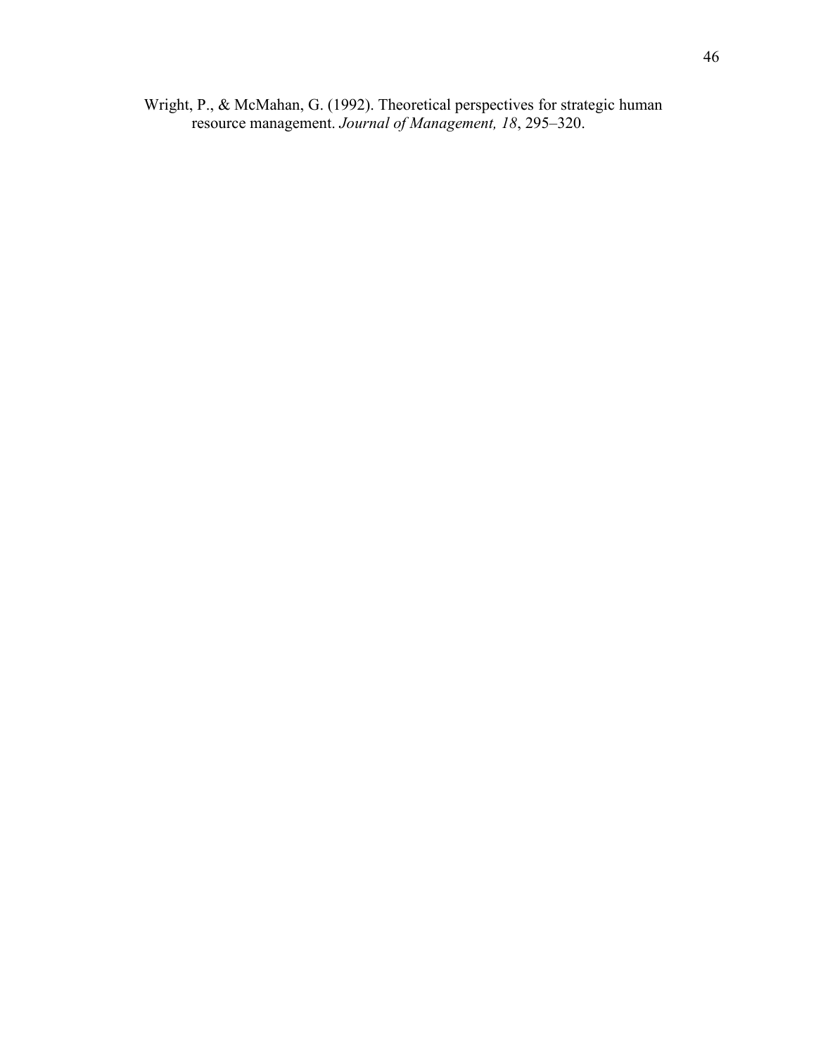Wright, P., & McMahan, G. (1992). Theoretical perspectives for strategic human resource management. *Journal of Management, 18*, 295–320.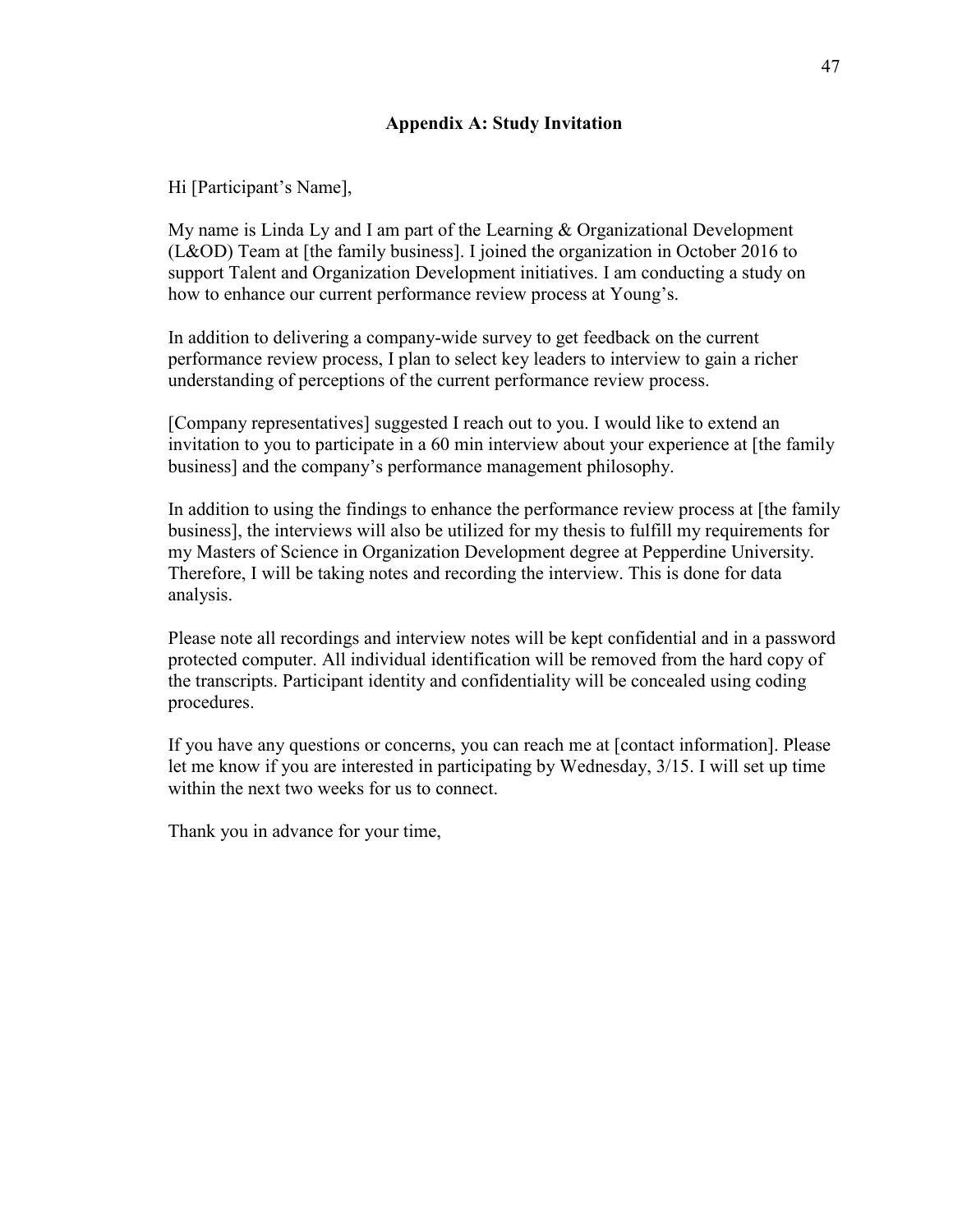## Appendix A: Study Invitation

Hi [Participant's Name],

My name is Linda Ly and I am part of the Learning & Organizational Development (L&OD) Team at [the family business]. I joined the organization in October 2016 to support Talent and Organization Development initiatives. I am conducting a study on how to enhance our current performance review process at Young's.

In addition to delivering a company-wide survey to get feedback on the current performance review process, I plan to select key leaders to interview to gain a richer understanding of perceptions of the current performance review process.

[Company representatives] suggested I reach out to you. I would like to extend an invitation to you to participate in a 60 min interview about your experience at [the family business] and the company's performance management philosophy.

In addition to using the findings to enhance the performance review process at [the family business], the interviews will also be utilized for my thesis to fulfill my requirements for my Masters of Science in Organization Development degree at Pepperdine University. Therefore, I will be taking notes and recording the interview. This is done for data analysis.

Please note all recordings and interview notes will be kept confidential and in a password protected computer. All individual identification will be removed from the hard copy of the transcripts. Participant identity and confidentiality will be concealed using coding procedures.

If you have any questions or concerns, you can reach me at [contact information]. Please let me know if you are interested in participating by Wednesday, 3/15. I will set up time within the next two weeks for us to connect.

Thank you in advance for your time,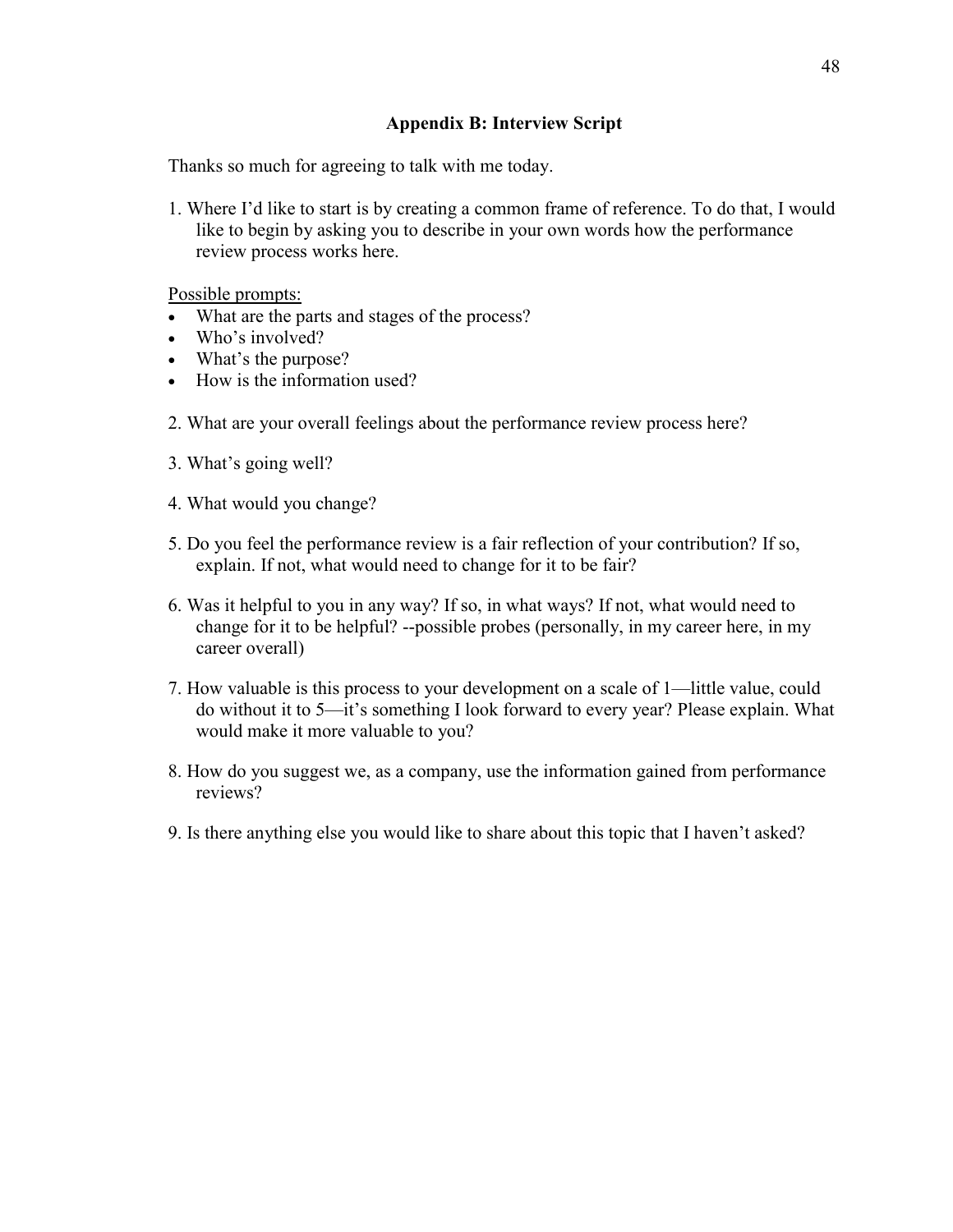## Appendix B: Interview Script

Thanks so much for agreeing to talk with me today.

1. Where I'd like to start is by creating a common frame of reference. To do that, I would like to begin by asking you to describe in your own words how the performance review process works here.

<u>Possible prompts:</u>

- What are the parts and stages of the process?
- Who's involved?
- What's the purpose?
- How is the information used?

2. What are your overall feelings about the performance review process here?

3. What's going well?

4. What would you change?

5. Do you feel the performance review is a fair reflection of your contribution? If so, explain. If not, what would need to change for it to be fair?

6. Was it helpful to you in any way? If so, in what ways? If not, what would need to change for it to be helpful? --possible probes (personally, in my career here, in my career overall)

7. How valuable is this process to your development on a scale of 1—little value, could do without it to 5—it's something I look forward to every year? Please explain. What would make it more valuable to you?

8. How do you suggest we, as a company, use the information gained from performance reviews?

9. Is there anything else you would like to share about this topic that I haven't asked?